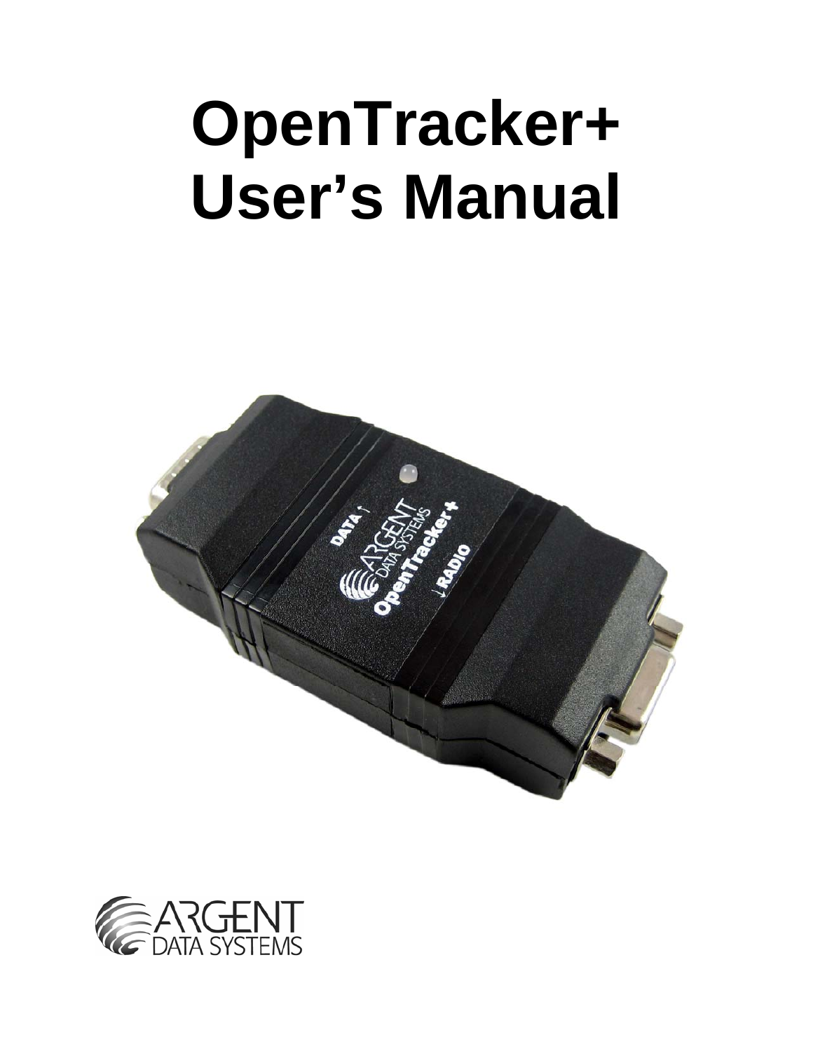# OpenTracker+ User's Manual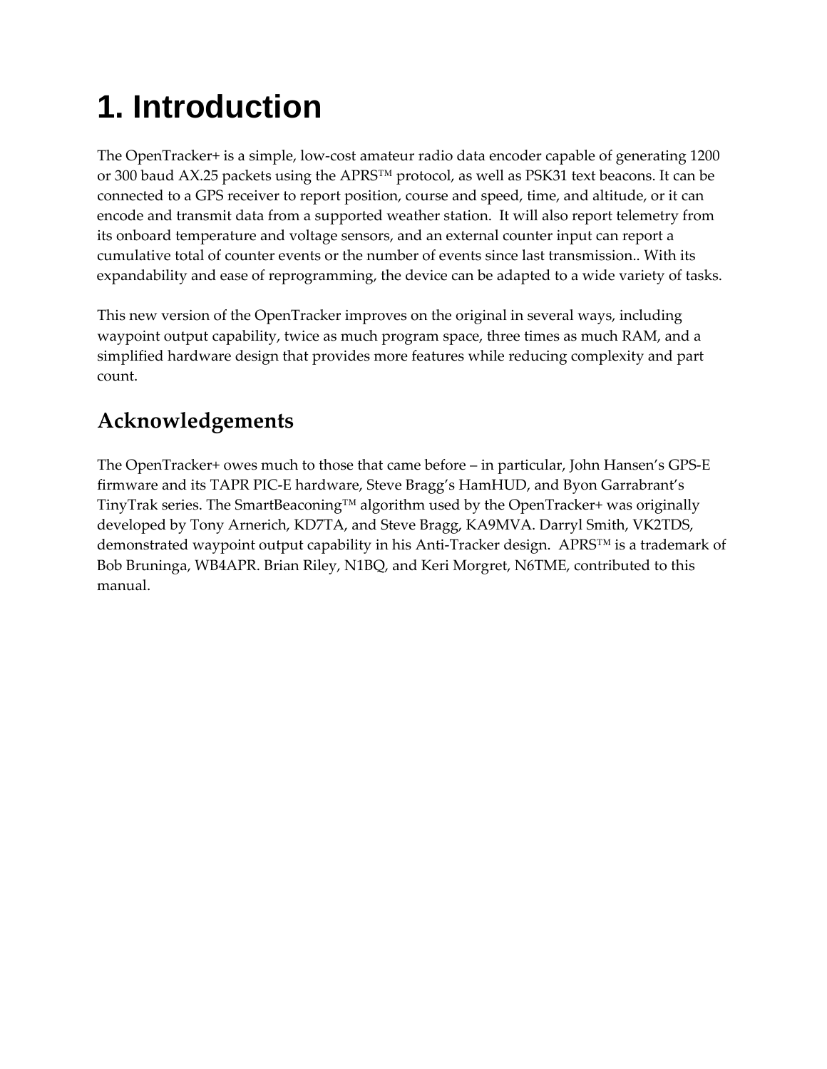# 1. Introduction

The OpenTracker+ is a simple, low-cost amateur radio data encoder capable of generating 1200 or 300 baud AX.25 packets using the APRS™ protocol, as well as PSK31 text beacons. It can be connected to a GPS receiver to report position, course and speed, time, and altitude, or it can encode and transmit data from a supported weather station. It will also report telemetry from its onboard temperature and voltage sensors, and an external counter input can report a cumulative total of counter events or the number of events since last transmission.. With its expandability and ease of reprogramming, the device can be adapted to a wide variety of tasks.

This new version of the OpenTracker improves on the original in several ways, including waypoint output capability, twice as much program space, three times as much RAM, and a simplified hardware design that provides more features while reducing complexity and part count.

## Acknowledgements

The OpenTracker+ owes much to those that came before – in particular, John Hansen's GPS-E firmware and its TAPR PIC-E hardware, Steve Bragg's HamHUD, and Byon Garrabrant's TinyTrak series. The SmartBeaconing™ algorithm used by the OpenTracker+ was originally developed by Tony Arnerich, KD7TA, and Steve Bragg, KA9MVA. Darryl Smith, VK2TDS, demonstrated waypoint output capability in his Anti-Tracker design. APRS™ is a trademark of Bob Bruninga, WB4APR. Brian Riley, N1BQ, and Keri Morgret, N6TME, contributed to this manual.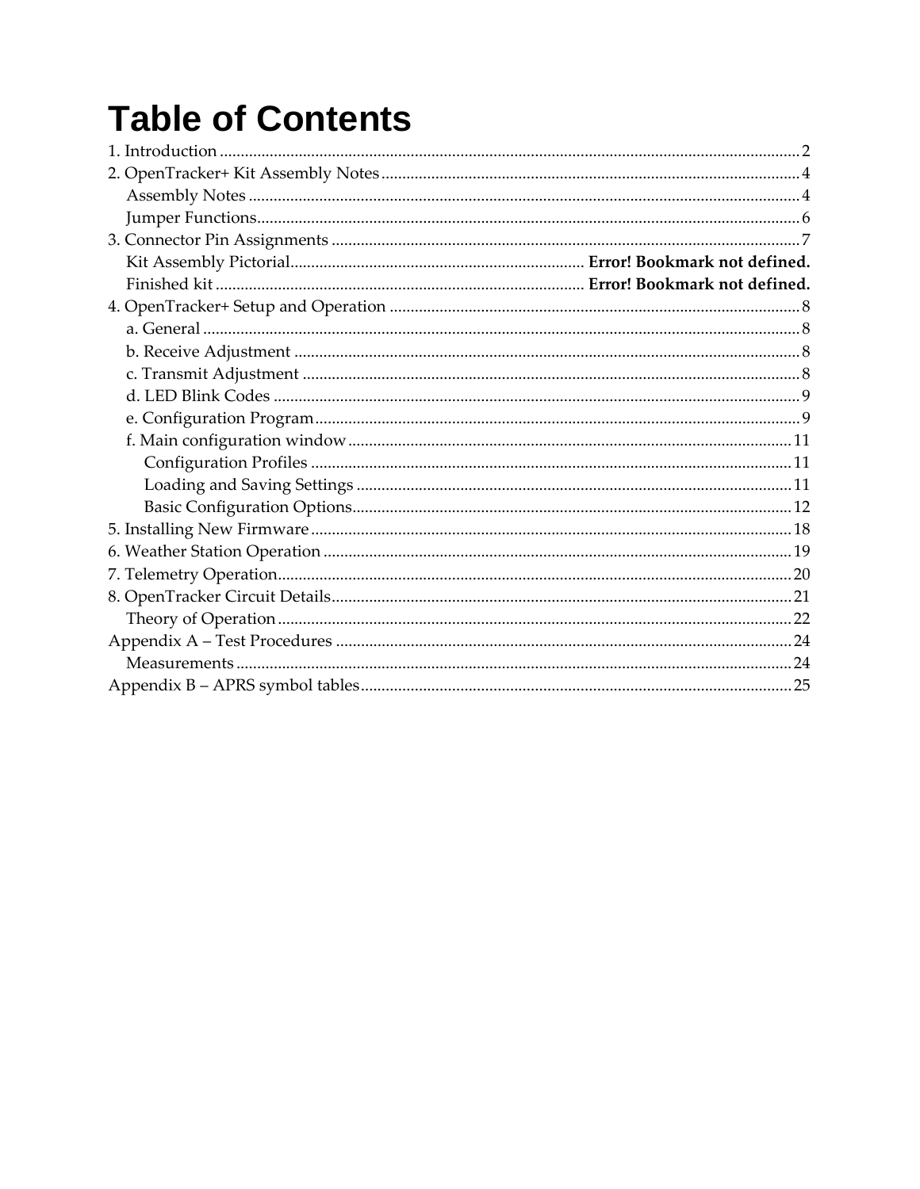# Table of Contents

1. Introduction ..... 2
2. OpenTracker+ Kit Assembly Notes ..... 4
   - Assembly Notes ..... 4
   - Jumper Functions ..... 6
3. Connector Pin Assignments ..... 7
   - Kit Assembly Pictorial ..... **Error! Bookmark not defined.**
   - Finished kit ..... **Error! Bookmark not defined.**
4. OpenTracker+ Setup and Operation ..... 8
   - a. General ..... 8
   - b. Receive Adjustment ..... 8
   - c. Transmit Adjustment ..... 8
   - d. LED Blink Codes ..... 9
   - e. Configuration Program ..... 9
   - f. Main configuration window ..... 11
     - Configuration Profiles ..... 11
     - Loading and Saving Settings ..... 11
     - Basic Configuration Options ..... 12
5. Installing New Firmware ..... 18
6. Weather Station Operation ..... 19
7. Telemetry Operation ..... 20
8. OpenTracker Circuit Details ..... 21
   - Theory of Operation ..... 22

Appendix A – Test Procedures ..... 24
   - Measurements ..... 24

Appendix B – APRS symbol tables ..... 25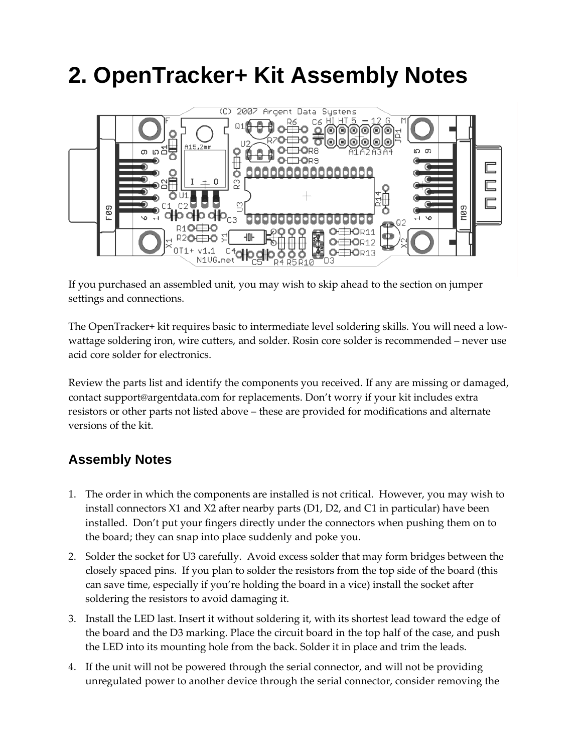# 2. OpenTracker+ Kit Assembly Notes

If you purchased an assembled unit, you may wish to skip ahead to the section on jumper settings and connections.

The OpenTracker+ kit requires basic to intermediate level soldering skills. You will need a low-wattage soldering iron, wire cutters, and solder. Rosin core solder is recommended – never use acid core solder for electronics.

Review the parts list and identify the components you received. If any are missing or damaged, contact support@argentdata.com for replacements. Don't worry if your kit includes extra resistors or other parts not listed above – these are provided for modifications and alternate versions of the kit.

## Assembly Notes

1. The order in which the components are installed is not critical. However, you may wish to install connectors X1 and X2 after nearby parts (D1, D2, and C1 in particular) have been installed. Don't put your fingers directly under the connectors when pushing them on to the board; they can snap into place suddenly and poke you.
2. Solder the socket for U3 carefully. Avoid excess solder that may form bridges between the closely spaced pins. If you plan to solder the resistors from the top side of the board (this can save time, especially if you're holding the board in a vice) install the socket after soldering the resistors to avoid damaging it.
3. Install the LED last. Insert it without soldering it, with its shortest lead toward the edge of the board and the D3 marking. Place the circuit board in the top half of the case, and push the LED into its mounting hole from the back. Solder it in place and trim the leads.
4. If the unit will not be powered through the serial connector, and will not be providing unregulated power to another device through the serial connector, consider removing the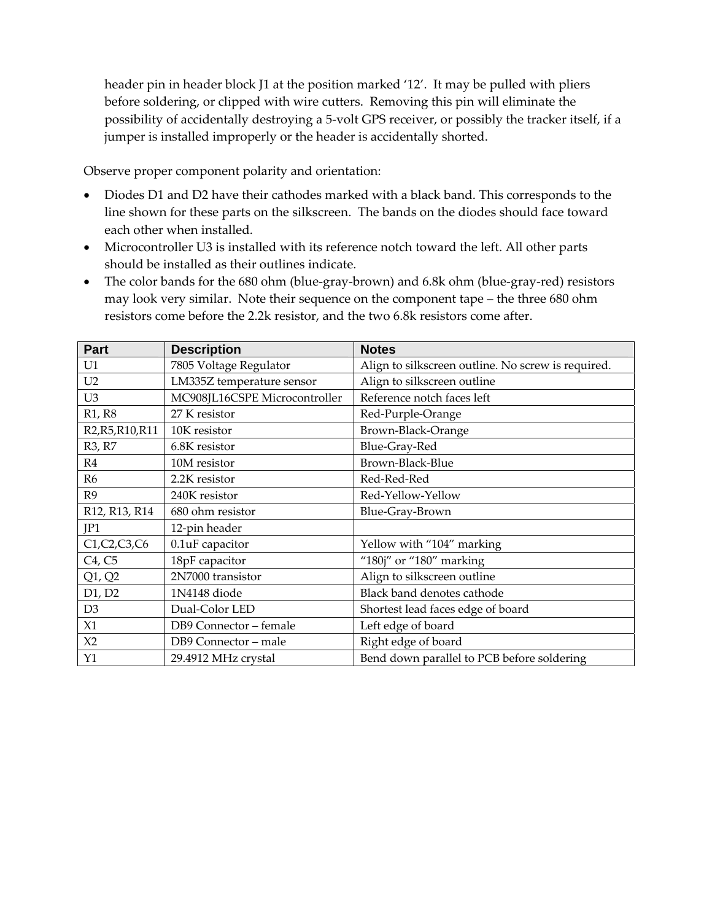header pin in header block J1 at the position marked '12'. It may be pulled with pliers before soldering, or clipped with wire cutters. Removing this pin will eliminate the possibility of accidentally destroying a 5-volt GPS receiver, or possibly the tracker itself, if a jumper is installed improperly or the header is accidentally shorted.

Observe proper component polarity and orientation:

- Diodes D1 and D2 have their cathodes marked with a black band. This corresponds to the line shown for these parts on the silkscreen. The bands on the diodes should face toward each other when installed.
- Microcontroller U3 is installed with its reference notch toward the left. All other parts should be installed as their outlines indicate.
- The color bands for the 680 ohm (blue-gray-brown) and 6.8k ohm (blue-gray-red) resistors may look very similar. Note their sequence on the component tape – the three 680 ohm resistors come before the 2.2k resistor, and the two 6.8k resistors come after.

| Part | Description | Notes |
|---|---|---|
| U1 | 7805 Voltage Regulator | Align to silkscreen outline. No screw is required. |
| U2 | LM335Z temperature sensor | Align to silkscreen outline |
| U3 | MC908JL16CSPE Microcontroller | Reference notch faces left |
| R1, R8 | 27 K resistor | Red-Purple-Orange |
| R2,R5,R10,R11 | 10K resistor | Brown-Black-Orange |
| R3, R7 | 6.8K resistor | Blue-Gray-Red |
| R4 | 10M resistor | Brown-Black-Blue |
| R6 | 2.2K resistor | Red-Red-Red |
| R9 | 240K resistor | Red-Yellow-Yellow |
| R12, R13, R14 | 680 ohm resistor | Blue-Gray-Brown |
| JP1 | 12-pin header | |
| C1,C2,C3,C6 | 0.1uF capacitor | Yellow with "104" marking |
| C4, C5 | 18pF capacitor | "180j" or "180" marking |
| Q1, Q2 | 2N7000 transistor | Align to silkscreen outline |
| D1, D2 | 1N4148 diode | Black band denotes cathode |
| D3 | Dual-Color LED | Shortest lead faces edge of board |
| X1 | DB9 Connector – female | Left edge of board |
| X2 | DB9 Connector – male | Right edge of board |
| Y1 | 29.4912 MHz crystal | Bend down parallel to PCB before soldering |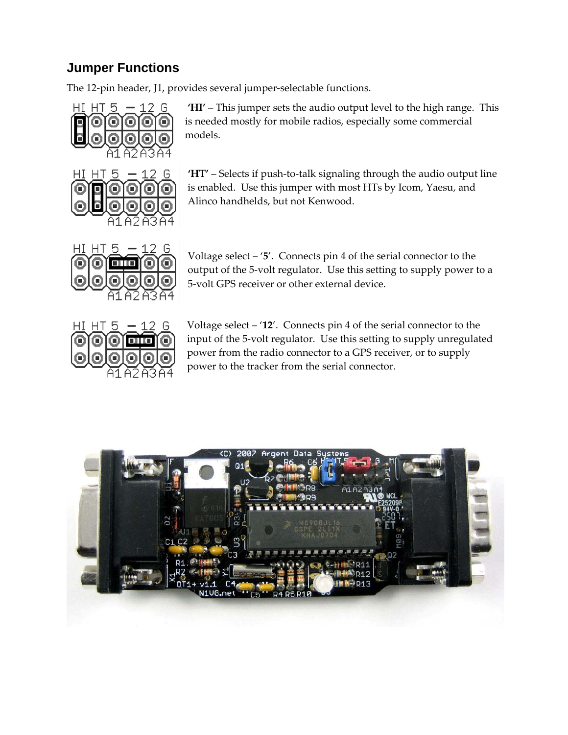## Jumper Functions

The 12-pin header, J1, provides several jumper-selectable functions.

**'HI'** – This jumper sets the audio output level to the high range. This is needed mostly for mobile radios, especially some commercial models.

**'HT'** – Selects if push-to-talk signaling through the audio output line is enabled. Use this jumper with most HTs by Icom, Yaesu, and Alinco handhelds, but not Kenwood.

Voltage select – '**5**'. Connects pin 4 of the serial connector to the output of the 5-volt regulator. Use this setting to supply power to a 5-volt GPS receiver or other external device.

Voltage select – '**12**'. Connects pin 4 of the serial connector to the input of the 5-volt regulator. Use this setting to supply unregulated power from the radio connector to a GPS receiver, or to supply power to the tracker from the serial connector.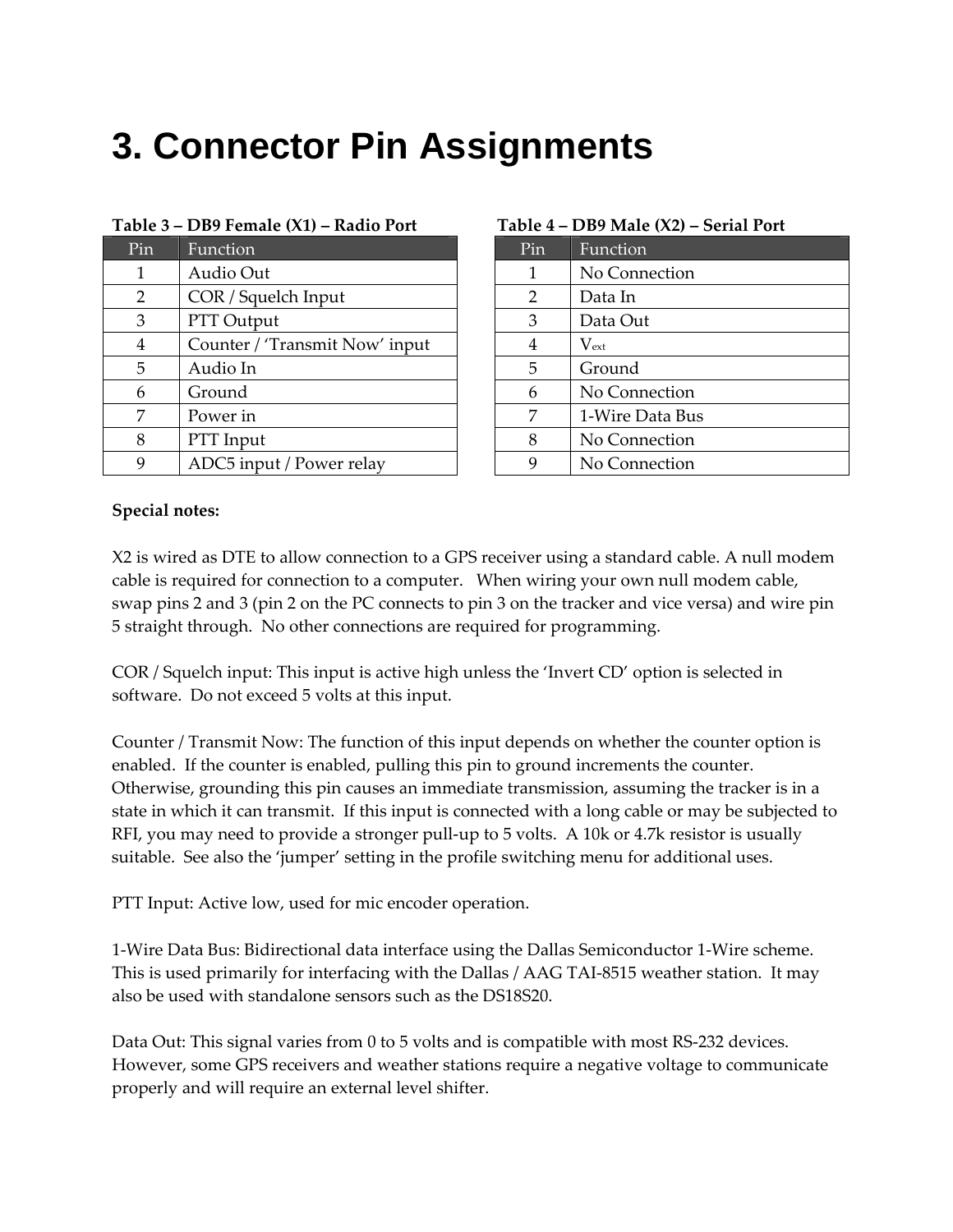# 3. Connector Pin Assignments

**Table 3 – DB9 Female (X1) – Radio Port**

| Pin | Function |
|---|---|
| 1 | Audio Out |
| 2 | COR / Squelch Input |
| 3 | PTT Output |
| 4 | Counter / 'Transmit Now' input |
| 5 | Audio In |
| 6 | Ground |
| 7 | Power in |
| 8 | PTT Input |
| 9 | ADC5 input / Power relay |

**Table 4 – DB9 Male (X2) – Serial Port**

| Pin | Function |
|---|---|
| 1 | No Connection |
| 2 | Data In |
| 3 | Data Out |
| 4 | $V_{ext}$ |
| 5 | Ground |
| 6 | No Connection |
| 7 | 1-Wire Data Bus |
| 8 | No Connection |
| 9 | No Connection |

**Special notes:**

X2 is wired as DTE to allow connection to a GPS receiver using a standard cable. A null modem cable is required for connection to a computer. When wiring your own null modem cable, swap pins 2 and 3 (pin 2 on the PC connects to pin 3 on the tracker and vice versa) and wire pin 5 straight through. No other connections are required for programming.

COR / Squelch input: This input is active high unless the 'Invert CD' option is selected in software. Do not exceed 5 volts at this input.

Counter / Transmit Now: The function of this input depends on whether the counter option is enabled. If the counter is enabled, pulling this pin to ground increments the counter. Otherwise, grounding this pin causes an immediate transmission, assuming the tracker is in a state in which it can transmit. If this input is connected with a long cable or may be subjected to RFI, you may need to provide a stronger pull-up to 5 volts. A 10k or 4.7k resistor is usually suitable. See also the 'jumper' setting in the profile switching menu for additional uses.

PTT Input: Active low, used for mic encoder operation.

1-Wire Data Bus: Bidirectional data interface using the Dallas Semiconductor 1-Wire scheme. This is used primarily for interfacing with the Dallas / AAG TAI-8515 weather station. It may also be used with standalone sensors such as the DS18S20.

Data Out: This signal varies from 0 to 5 volts and is compatible with most RS-232 devices. However, some GPS receivers and weather stations require a negative voltage to communicate properly and will require an external level shifter.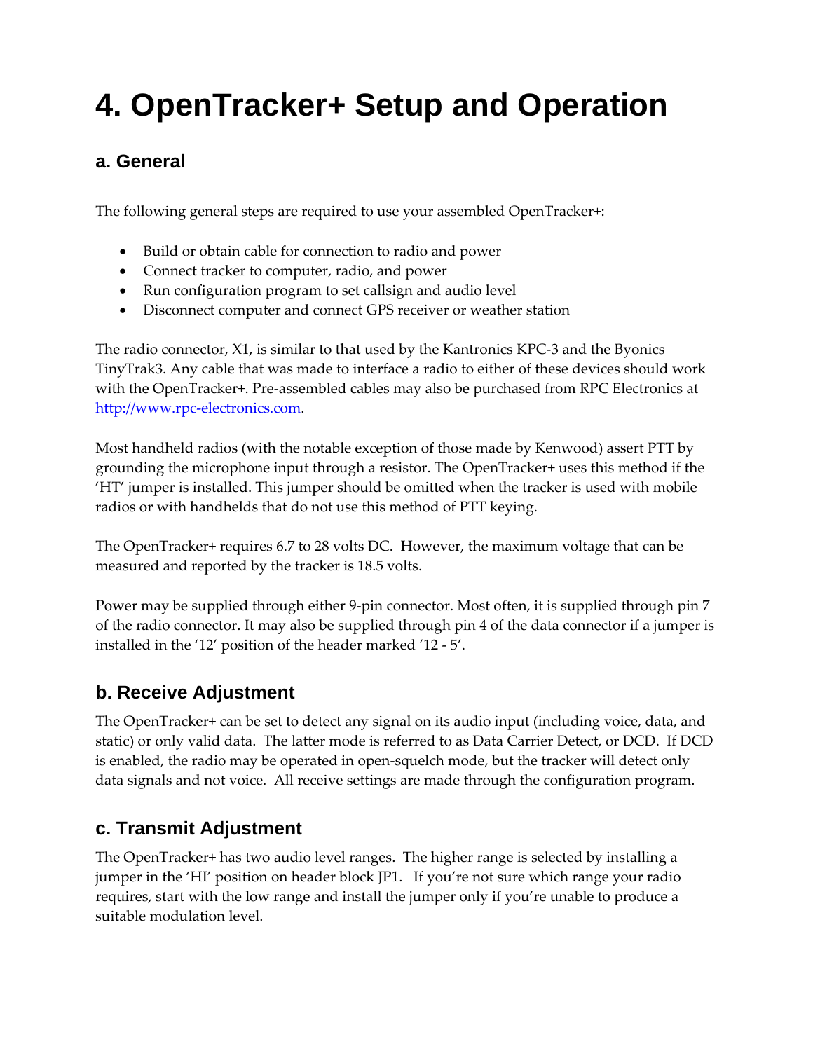# 4. OpenTracker+ Setup and Operation

## a. General

The following general steps are required to use your assembled OpenTracker+:

- Build or obtain cable for connection to radio and power
- Connect tracker to computer, radio, and power
- Run configuration program to set callsign and audio level
- Disconnect computer and connect GPS receiver or weather station

The radio connector, X1, is similar to that used by the Kantronics KPC-3 and the Byonics TinyTrak3. Any cable that was made to interface a radio to either of these devices should work with the OpenTracker+. Pre-assembled cables may also be purchased from RPC Electronics at [http://www.rpc-electronics.com](http://www.rpc-electronics.com).

Most handheld radios (with the notable exception of those made by Kenwood) assert PTT by grounding the microphone input through a resistor. The OpenTracker+ uses this method if the 'HT' jumper is installed. This jumper should be omitted when the tracker is used with mobile radios or with handhelds that do not use this method of PTT keying.

The OpenTracker+ requires 6.7 to 28 volts DC. However, the maximum voltage that can be measured and reported by the tracker is 18.5 volts.

Power may be supplied through either 9-pin connector. Most often, it is supplied through pin 7 of the radio connector. It may also be supplied through pin 4 of the data connector if a jumper is installed in the '12' position of the header marked '12 - 5'.

## b. Receive Adjustment

The OpenTracker+ can be set to detect any signal on its audio input (including voice, data, and static) or only valid data. The latter mode is referred to as Data Carrier Detect, or DCD. If DCD is enabled, the radio may be operated in open-squelch mode, but the tracker will detect only data signals and not voice. All receive settings are made through the configuration program.

## c. Transmit Adjustment

The OpenTracker+ has two audio level ranges. The higher range is selected by installing a jumper in the 'HI' position on header block JP1. If you're not sure which range your radio requires, start with the low range and install the jumper only if you're unable to produce a suitable modulation level.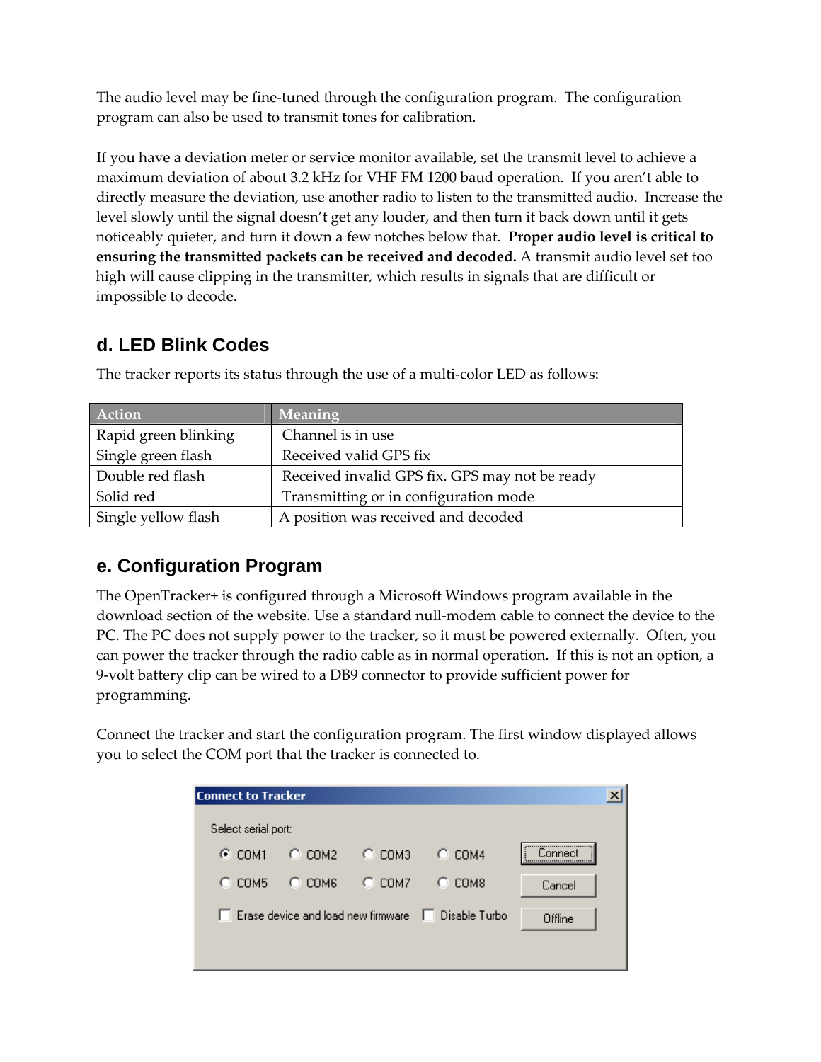The audio level may be fine-tuned through the configuration program. The configuration program can also be used to transmit tones for calibration.

If you have a deviation meter or service monitor available, set the transmit level to achieve a maximum deviation of about 3.2 kHz for VHF FM 1200 baud operation. If you aren't able to directly measure the deviation, use another radio to listen to the transmitted audio. Increase the level slowly until the signal doesn't get any louder, and then turn it back down until it gets noticeably quieter, and turn it down a few notches below that. **Proper audio level is critical to ensuring the transmitted packets can be received and decoded.** A transmit audio level set too high will cause clipping in the transmitter, which results in signals that are difficult or impossible to decode.

## d. LED Blink Codes

The tracker reports its status through the use of a multi-color LED as follows:

| Action | Meaning |
|---|---|
| Rapid green blinking | Channel is in use |
| Single green flash | Received valid GPS fix |
| Double red flash | Received invalid GPS fix. GPS may not be ready |
| Solid red | Transmitting or in configuration mode |
| Single yellow flash | A position was received and decoded |

## e. Configuration Program

The OpenTracker+ is configured through a Microsoft Windows program available in the download section of the website. Use a standard null-modem cable to connect the device to the PC. The PC does not supply power to the tracker, so it must be powered externally. Often, you can power the tracker through the radio cable as in normal operation. If this is not an option, a 9-volt battery clip can be wired to a DB9 connector to provide sufficient power for programming.

Connect the tracker and start the configuration program. The first window displayed allows you to select the COM port that the tracker is connected to.

Connect to Tracker

Select serial port:

COM1 COM2 COM3 COM4
COM5 COM6 COM7 COM8

Erase device and load new firmware    Disable Turbo

Connect    Cancel    Offline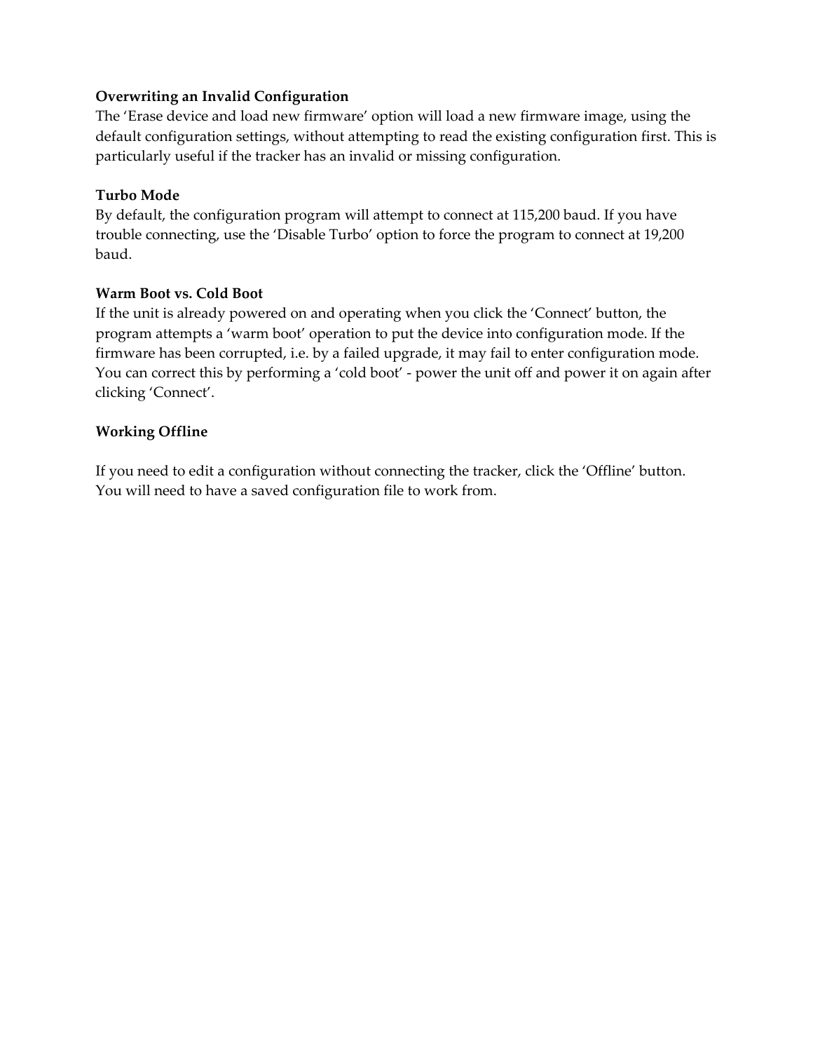**Overwriting an Invalid Configuration**

The ‘Erase device and load new firmware’ option will load a new firmware image, using the default configuration settings, without attempting to read the existing configuration first. This is particularly useful if the tracker has an invalid or missing configuration.

**Turbo Mode**

By default, the configuration program will attempt to connect at 115,200 baud. If you have trouble connecting, use the ‘Disable Turbo’ option to force the program to connect at 19,200 baud.

**Warm Boot vs. Cold Boot**

If the unit is already powered on and operating when you click the ‘Connect’ button, the program attempts a ‘warm boot’ operation to put the device into configuration mode. If the firmware has been corrupted, i.e. by a failed upgrade, it may fail to enter configuration mode. You can correct this by performing a ‘cold boot’ - power the unit off and power it on again after clicking ‘Connect’.

**Working Offline**

If you need to edit a configuration without connecting the tracker, click the ‘Offline’ button. You will need to have a saved configuration file to work from.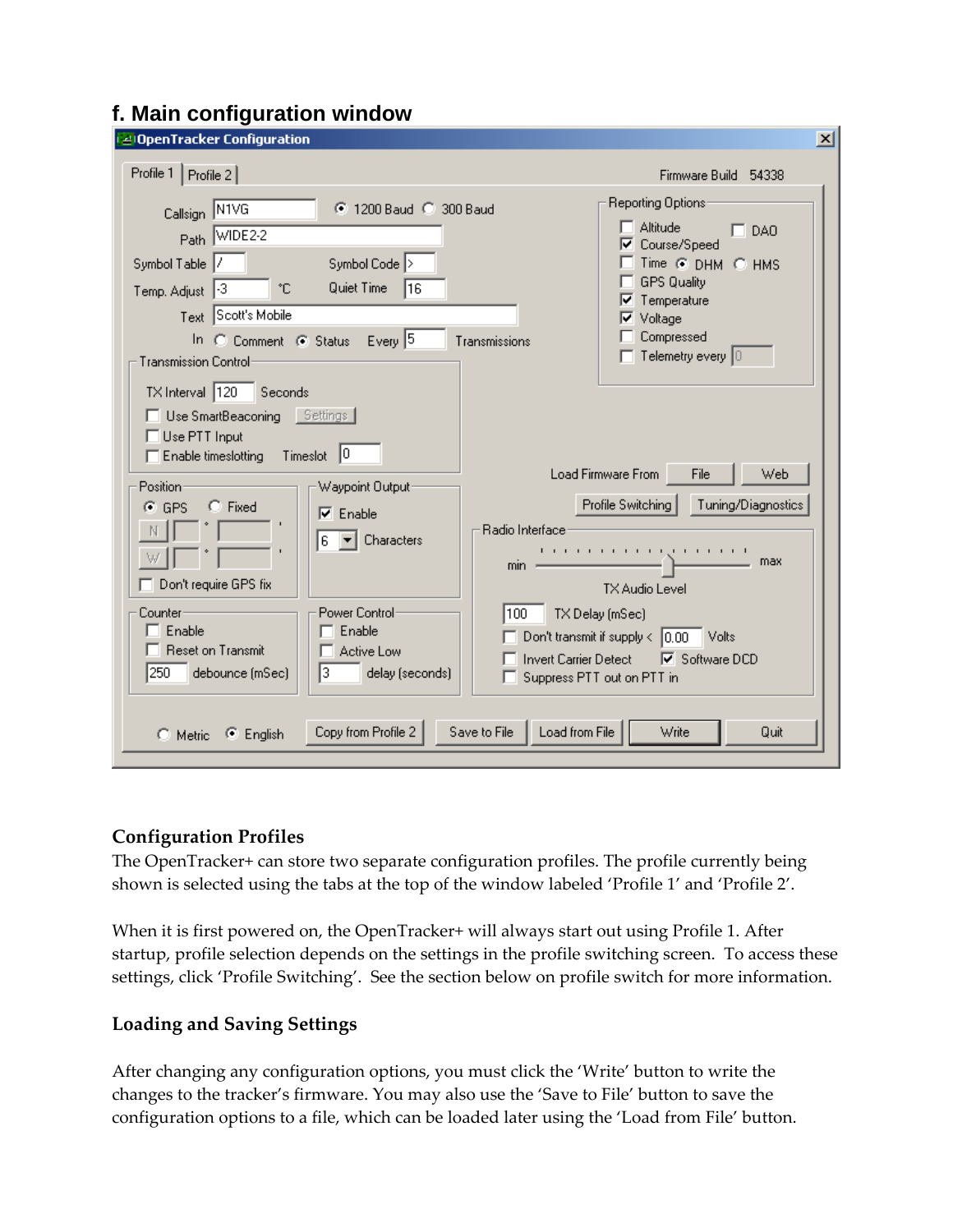## f. Main configuration window

### Configuration Profiles

The OpenTracker+ can store two separate configuration profiles. The profile currently being shown is selected using the tabs at the top of the window labeled 'Profile 1' and 'Profile 2'.

When it is first powered on, the OpenTracker+ will always start out using Profile 1. After startup, profile selection depends on the settings in the profile switching screen. To access these settings, click 'Profile Switching'. See the section below on profile switch for more information.

### Loading and Saving Settings

After changing any configuration options, you must click the 'Write' button to write the changes to the tracker's firmware. You may also use the 'Save to File' button to save the configuration options to a file, which can be loaded later using the 'Load from File' button.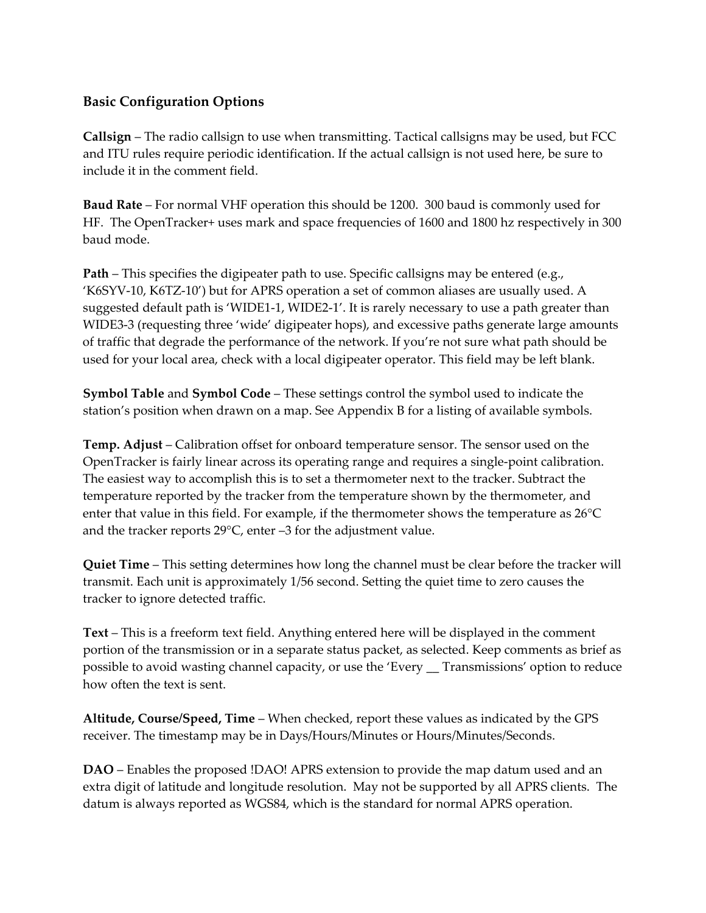### Basic Configuration Options

**Callsign** – The radio callsign to use when transmitting. Tactical callsigns may be used, but FCC and ITU rules require periodic identification. If the actual callsign is not used here, be sure to include it in the comment field.

**Baud Rate** – For normal VHF operation this should be 1200. 300 baud is commonly used for HF. The OpenTracker+ uses mark and space frequencies of 1600 and 1800 hz respectively in 300 baud mode.

**Path** – This specifies the digipeater path to use. Specific callsigns may be entered (e.g., 'K6SYV-10, K6TZ-10') but for APRS operation a set of common aliases are usually used. A suggested default path is 'WIDE1-1, WIDE2-1'. It is rarely necessary to use a path greater than WIDE3-3 (requesting three 'wide' digipeater hops), and excessive paths generate large amounts of traffic that degrade the performance of the network. If you're not sure what path should be used for your local area, check with a local digipeater operator. This field may be left blank.

**Symbol Table** and **Symbol Code** – These settings control the symbol used to indicate the station's position when drawn on a map. See Appendix B for a listing of available symbols.

**Temp. Adjust** – Calibration offset for onboard temperature sensor. The sensor used on the OpenTracker is fairly linear across its operating range and requires a single-point calibration. The easiest way to accomplish this is to set a thermometer next to the tracker. Subtract the temperature reported by the tracker from the temperature shown by the thermometer, and enter that value in this field. For example, if the thermometer shows the temperature as 26°C and the tracker reports 29°C, enter –3 for the adjustment value.

**Quiet Time** – This setting determines how long the channel must be clear before the tracker will transmit. Each unit is approximately 1/56 second. Setting the quiet time to zero causes the tracker to ignore detected traffic.

**Text** – This is a freeform text field. Anything entered here will be displayed in the comment portion of the transmission or in a separate status packet, as selected. Keep comments as brief as possible to avoid wasting channel capacity, or use the 'Every __ Transmissions' option to reduce how often the text is sent.

**Altitude, Course/Speed, Time** – When checked, report these values as indicated by the GPS receiver. The timestamp may be in Days/Hours/Minutes or Hours/Minutes/Seconds.

**DAO** – Enables the proposed !DAO! APRS extension to provide the map datum used and an extra digit of latitude and longitude resolution. May not be supported by all APRS clients. The datum is always reported as WGS84, which is the standard for normal APRS operation.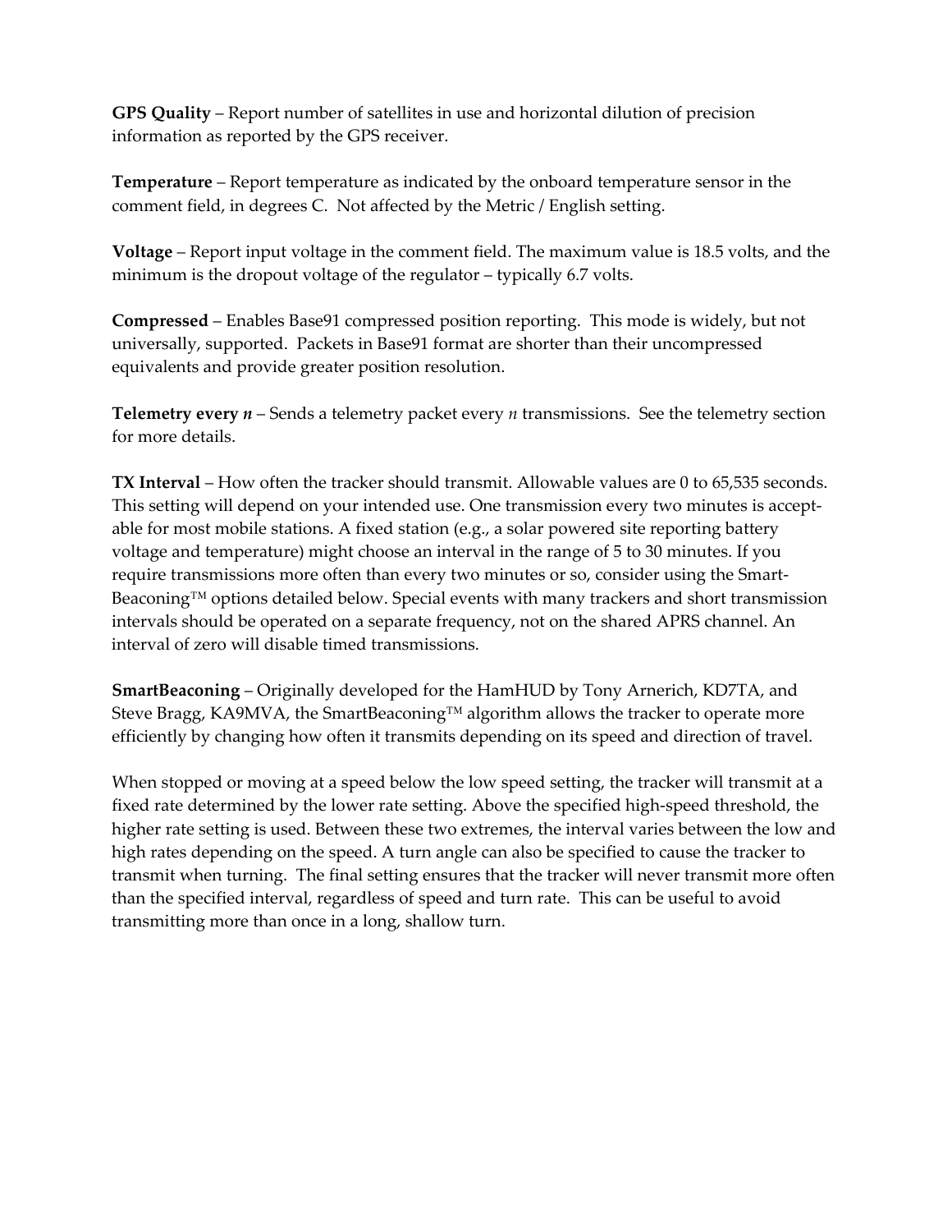**GPS Quality** – Report number of satellites in use and horizontal dilution of precision information as reported by the GPS receiver.

**Temperature** – Report temperature as indicated by the onboard temperature sensor in the comment field, in degrees C. Not affected by the Metric / English setting.

**Voltage** – Report input voltage in the comment field. The maximum value is 18.5 volts, and the minimum is the dropout voltage of the regulator – typically 6.7 volts.

**Compressed** – Enables Base91 compressed position reporting. This mode is widely, but not universally, supported. Packets in Base91 format are shorter than their uncompressed equivalents and provide greater position resolution.

**Telemetry every *n*** – Sends a telemetry packet every *n* transmissions. See the telemetry section for more details.

**TX Interval** – How often the tracker should transmit. Allowable values are 0 to 65,535 seconds. This setting will depend on your intended use. One transmission every two minutes is acceptable for most mobile stations. A fixed station (e.g., a solar powered site reporting battery voltage and temperature) might choose an interval in the range of 5 to 30 minutes. If you require transmissions more often than every two minutes or so, consider using the SmartBeaconing™ options detailed below. Special events with many trackers and short transmission intervals should be operated on a separate frequency, not on the shared APRS channel. An interval of zero will disable timed transmissions.

**SmartBeaconing** – Originally developed for the HamHUD by Tony Arnerich, KD7TA, and Steve Bragg, KA9MVA, the SmartBeaconing™ algorithm allows the tracker to operate more efficiently by changing how often it transmits depending on its speed and direction of travel.

When stopped or moving at a speed below the low speed setting, the tracker will transmit at a fixed rate determined by the lower rate setting. Above the specified high-speed threshold, the higher rate setting is used. Between these two extremes, the interval varies between the low and high rates depending on the speed. A turn angle can also be specified to cause the tracker to transmit when turning. The final setting ensures that the tracker will never transmit more often than the specified interval, regardless of speed and turn rate. This can be useful to avoid transmitting more than once in a long, shallow turn.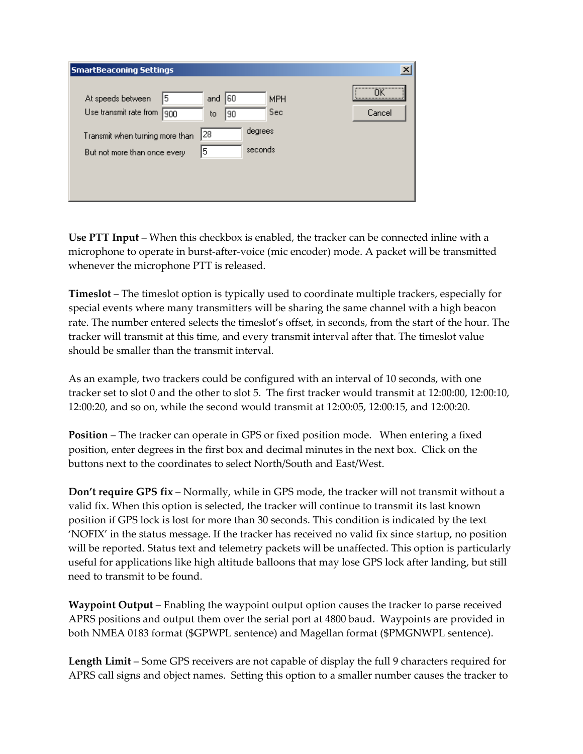**SmartBeaconing Settings**

| | | | | |
|---|---|---|---|---|
| At speeds between | 5 | and | 60 | MPH |
| Use transmit rate from | 900 | to | 90 | Sec |
| Transmit when turning more than | 28 | degrees | | |
| But not more than once every | 5 | seconds | | |

OK | Cancel

**Use PTT Input** – When this checkbox is enabled, the tracker can be connected inline with a microphone to operate in burst-after-voice (mic encoder) mode. A packet will be transmitted whenever the microphone PTT is released.

**Timeslot** – The timeslot option is typically used to coordinate multiple trackers, especially for special events where many transmitters will be sharing the same channel with a high beacon rate. The number entered selects the timeslot's offset, in seconds, from the start of the hour. The tracker will transmit at this time, and every transmit interval after that. The timeslot value should be smaller than the transmit interval.

As an example, two trackers could be configured with an interval of 10 seconds, with one tracker set to slot 0 and the other to slot 5. The first tracker would transmit at 12:00:00, 12:00:10, 12:00:20, and so on, while the second would transmit at 12:00:05, 12:00:15, and 12:00:20.

**Position** – The tracker can operate in GPS or fixed position mode. When entering a fixed position, enter degrees in the first box and decimal minutes in the next box. Click on the buttons next to the coordinates to select North/South and East/West.

**Don't require GPS fix** – Normally, while in GPS mode, the tracker will not transmit without a valid fix. When this option is selected, the tracker will continue to transmit its last known position if GPS lock is lost for more than 30 seconds. This condition is indicated by the text 'NOFIX' in the status message. If the tracker has received no valid fix since startup, no position will be reported. Status text and telemetry packets will be unaffected. This option is particularly useful for applications like high altitude balloons that may lose GPS lock after landing, but still need to transmit to be found.

**Waypoint Output** – Enabling the waypoint output option causes the tracker to parse received APRS positions and output them over the serial port at 4800 baud. Waypoints are provided in both NMEA 0183 format ($GPWPL sentence) and Magellan format ($PMGNWPL sentence).

**Length Limit** – Some GPS receivers are not capable of display the full 9 characters required for APRS call signs and object names. Setting this option to a smaller number causes the tracker to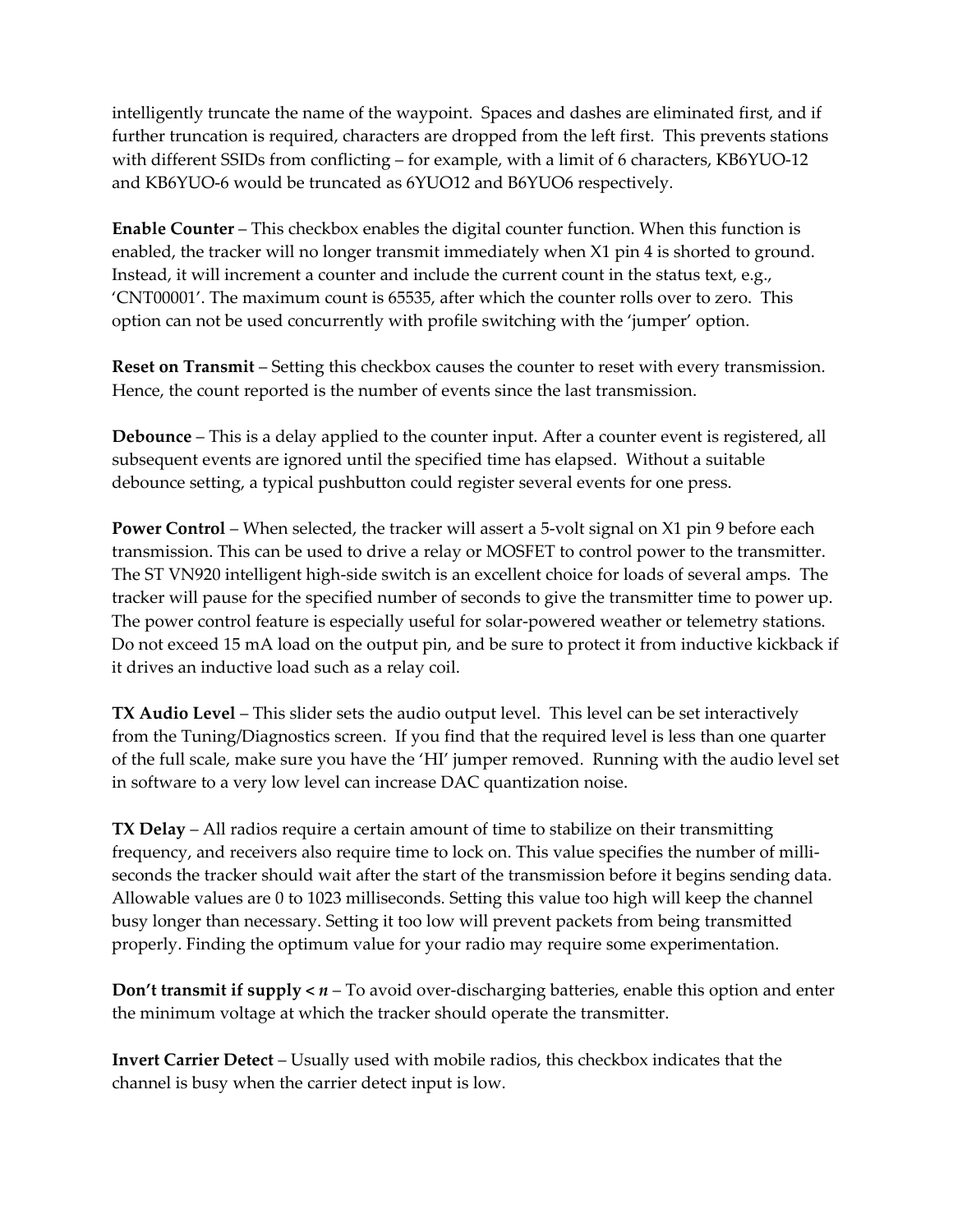intelligently truncate the name of the waypoint. Spaces and dashes are eliminated first, and if further truncation is required, characters are dropped from the left first. This prevents stations with different SSIDs from conflicting – for example, with a limit of 6 characters, KB6YUO-12 and KB6YUO-6 would be truncated as 6YUO12 and B6YUO6 respectively.

**Enable Counter** – This checkbox enables the digital counter function. When this function is enabled, the tracker will no longer transmit immediately when X1 pin 4 is shorted to ground. Instead, it will increment a counter and include the current count in the status text, e.g., 'CNT00001'. The maximum count is 65535, after which the counter rolls over to zero. This option can not be used concurrently with profile switching with the 'jumper' option.

**Reset on Transmit** – Setting this checkbox causes the counter to reset with every transmission. Hence, the count reported is the number of events since the last transmission.

**Debounce** – This is a delay applied to the counter input. After a counter event is registered, all subsequent events are ignored until the specified time has elapsed. Without a suitable debounce setting, a typical pushbutton could register several events for one press.

**Power Control** – When selected, the tracker will assert a 5-volt signal on X1 pin 9 before each transmission. This can be used to drive a relay or MOSFET to control power to the transmitter. The ST VN920 intelligent high-side switch is an excellent choice for loads of several amps. The tracker will pause for the specified number of seconds to give the transmitter time to power up. The power control feature is especially useful for solar-powered weather or telemetry stations. Do not exceed 15 mA load on the output pin, and be sure to protect it from inductive kickback if it drives an inductive load such as a relay coil.

**TX Audio Level** – This slider sets the audio output level. This level can be set interactively from the Tuning/Diagnostics screen. If you find that the required level is less than one quarter of the full scale, make sure you have the 'HI' jumper removed. Running with the audio level set in software to a very low level can increase DAC quantization noise.

**TX Delay** – All radios require a certain amount of time to stabilize on their transmitting frequency, and receivers also require time to lock on. This value specifies the number of milli-seconds the tracker should wait after the start of the transmission before it begins sending data. Allowable values are 0 to 1023 milliseconds. Setting this value too high will keep the channel busy longer than necessary. Setting it too low will prevent packets from being transmitted properly. Finding the optimum value for your radio may require some experimentation.

**Don't transmit if supply < *n*** – To avoid over-discharging batteries, enable this option and enter the minimum voltage at which the tracker should operate the transmitter.

**Invert Carrier Detect** – Usually used with mobile radios, this checkbox indicates that the channel is busy when the carrier detect input is low.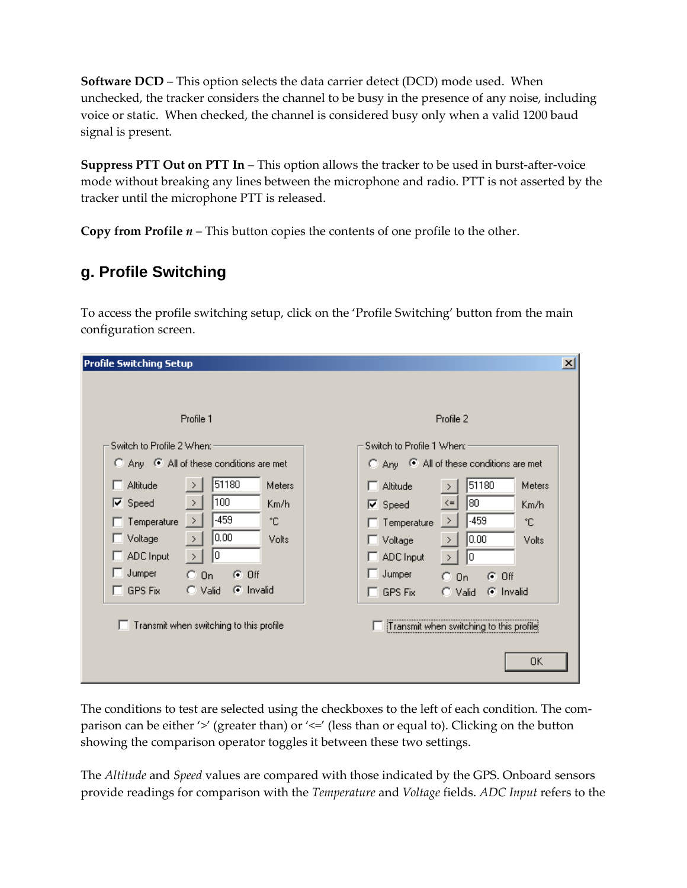**Software DCD** – This option selects the data carrier detect (DCD) mode used. When unchecked, the tracker considers the channel to be busy in the presence of any noise, including voice or static. When checked, the channel is considered busy only when a valid 1200 baud signal is present.

**Suppress PTT Out on PTT In** – This option allows the tracker to be used in burst-after-voice mode without breaking any lines between the microphone and radio. PTT is not asserted by the tracker until the microphone PTT is released.

**Copy from Profile *n*** – This button copies the contents of one profile to the other.

## g. Profile Switching

To access the profile switching setup, click on the 'Profile Switching' button from the main configuration screen.

The conditions to test are selected using the checkboxes to the left of each condition. The comparison can be either '>' (greater than) or '<=' (less than or equal to). Clicking on the button showing the comparison operator toggles it between these two settings.

The *Altitude* and *Speed* values are compared with those indicated by the GPS. Onboard sensors provide readings for comparison with the *Temperature* and *Voltage* fields. *ADC Input* refers to the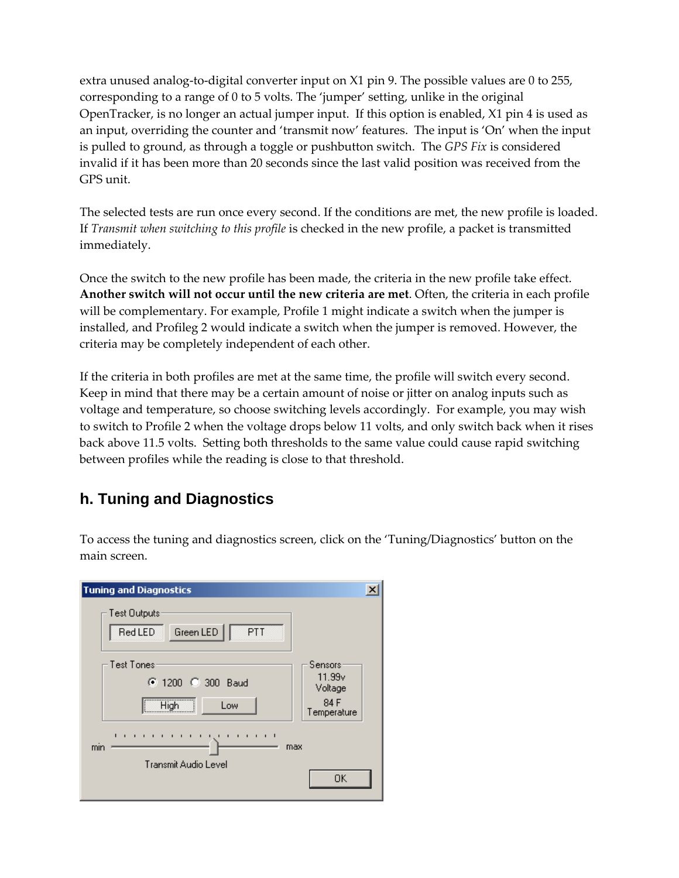extra unused analog-to-digital converter input on X1 pin 9. The possible values are 0 to 255, corresponding to a range of 0 to 5 volts. The 'jumper' setting, unlike in the original OpenTracker, is no longer an actual jumper input. If this option is enabled, X1 pin 4 is used as an input, overriding the counter and 'transmit now' features. The input is 'On' when the input is pulled to ground, as through a toggle or pushbutton switch. The *GPS Fix* is considered invalid if it has been more than 20 seconds since the last valid position was received from the GPS unit.

The selected tests are run once every second. If the conditions are met, the new profile is loaded. If *Transmit when switching to this profile* is checked in the new profile, a packet is transmitted immediately.

Once the switch to the new profile has been made, the criteria in the new profile take effect. **Another switch will not occur until the new criteria are met**. Often, the criteria in each profile will be complementary. For example, Profile 1 might indicate a switch when the jumper is installed, and Profileg 2 would indicate a switch when the jumper is removed. However, the criteria may be completely independent of each other.

If the criteria in both profiles are met at the same time, the profile will switch every second. Keep in mind that there may be a certain amount of noise or jitter on analog inputs such as voltage and temperature, so choose switching levels accordingly. For example, you may wish to switch to Profile 2 when the voltage drops below 11 volts, and only switch back when it rises back above 11.5 volts. Setting both thresholds to the same value could cause rapid switching between profiles while the reading is close to that threshold.

## h. Tuning and Diagnostics

To access the tuning and diagnostics screen, click on the 'Tuning/Diagnostics' button on the main screen.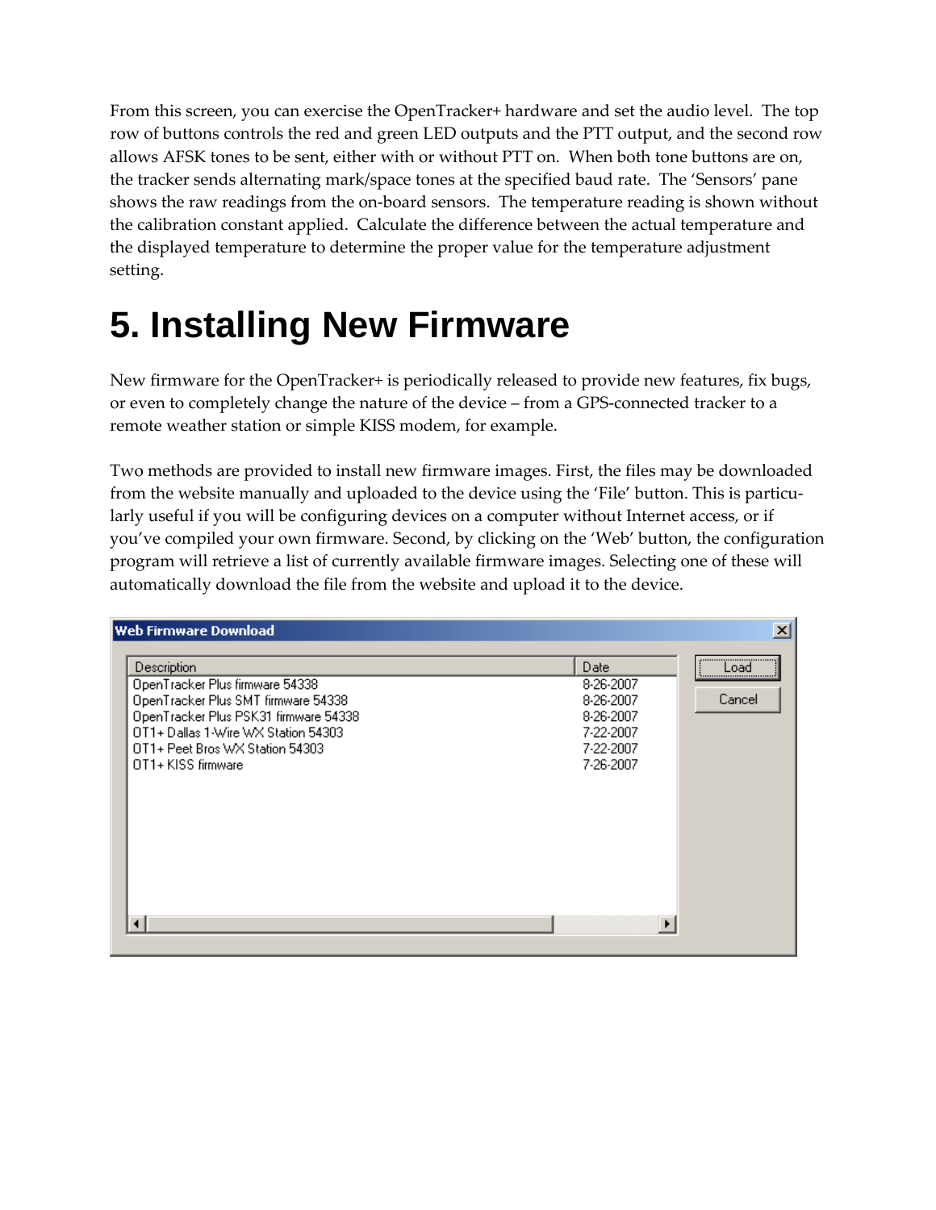From this screen, you can exercise the OpenTracker+ hardware and set the audio level. The top row of buttons controls the red and green LED outputs and the PTT output, and the second row allows AFSK tones to be sent, either with or without PTT on. When both tone buttons are on, the tracker sends alternating mark/space tones at the specified baud rate. The 'Sensors' pane shows the raw readings from the on-board sensors. The temperature reading is shown without the calibration constant applied. Calculate the difference between the actual temperature and the displayed temperature to determine the proper value for the temperature adjustment setting.

# 5. Installing New Firmware

New firmware for the OpenTracker+ is periodically released to provide new features, fix bugs, or even to completely change the nature of the device – from a GPS-connected tracker to a remote weather station or simple KISS modem, for example.

Two methods are provided to install new firmware images. First, the files may be downloaded from the website manually and uploaded to the device using the 'File' button. This is particularly useful if you will be configuring devices on a computer without Internet access, or if you've compiled your own firmware. Second, by clicking on the 'Web' button, the configuration program will retrieve a list of currently available firmware images. Selecting one of these will automatically download the file from the website and upload it to the device.

**Web Firmware Download**

| Description | Date |
| --- | --- |
| OpenTracker Plus firmware 54338 | 8-26-2007 |
| OpenTracker Plus SMT firmware 54338 | 8-26-2007 |
| OpenTracker Plus PSK31 firmware 54338 | 8-26-2007 |
| OT1+ Dallas 1-Wire WX Station 54303 | 7-22-2007 |
| OT1+ Peet Bros WX Station 54303 | 7-22-2007 |
| OT1+ KISS firmware | 7-26-2007 |

Load | Cancel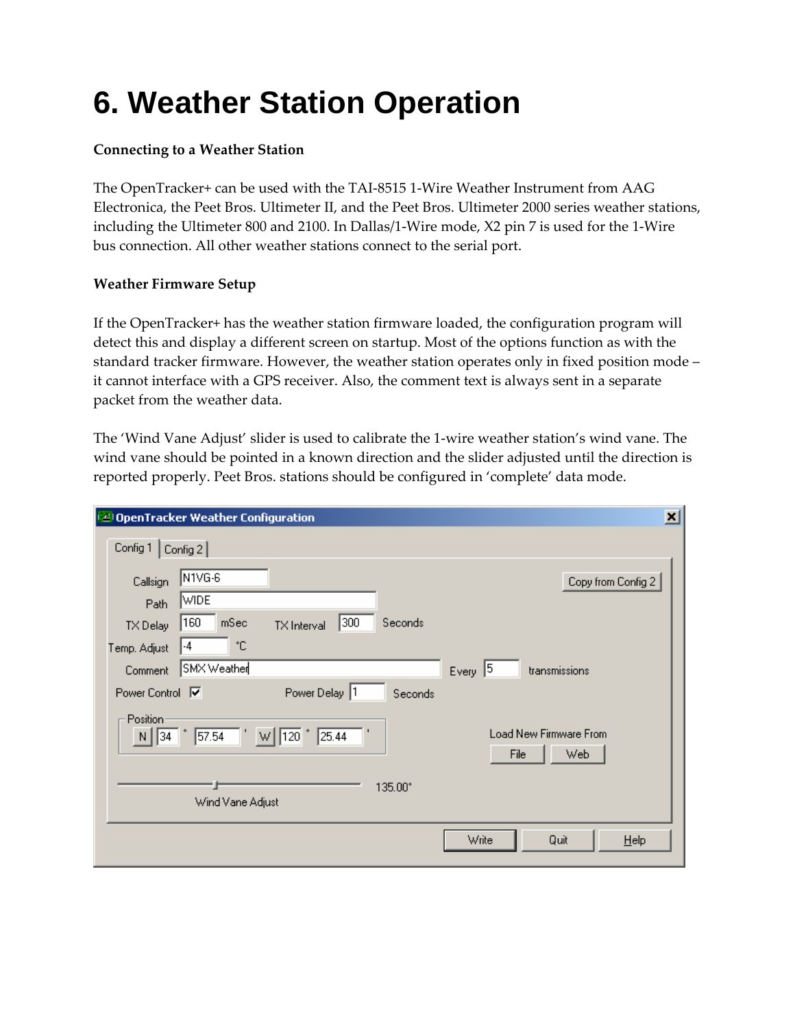# 6. Weather Station Operation

**Connecting to a Weather Station**

The OpenTracker+ can be used with the TAI-8515 1-Wire Weather Instrument from AAG Electronica, the Peet Bros. Ultimeter II, and the Peet Bros. Ultimeter 2000 series weather stations, including the Ultimeter 800 and 2100. In Dallas/1-Wire mode, X2 pin 7 is used for the 1-Wire bus connection. All other weather stations connect to the serial port.

**Weather Firmware Setup**

If the OpenTracker+ has the weather station firmware loaded, the configuration program will detect this and display a different screen on startup. Most of the options function as with the standard tracker firmware. However, the weather station operates only in fixed position mode – it cannot interface with a GPS receiver. Also, the comment text is always sent in a separate packet from the weather data.

The 'Wind Vane Adjust' slider is used to calibrate the 1-wire weather station's wind vane. The wind vane should be pointed in a known direction and the slider adjusted until the direction is reported properly. Peet Bros. stations should be configured in 'complete' data mode.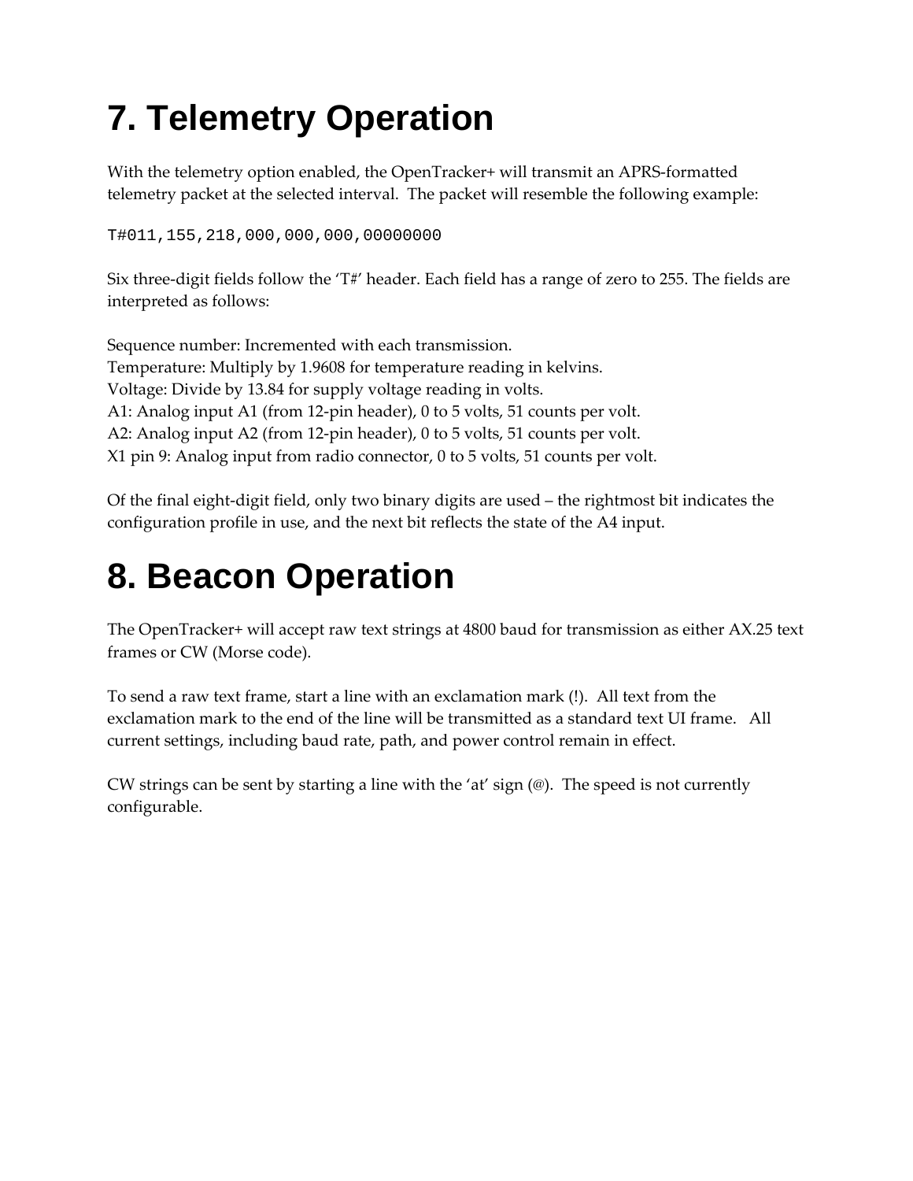# 7. Telemetry Operation

With the telemetry option enabled, the OpenTracker+ will transmit an APRS-formatted telemetry packet at the selected interval. The packet will resemble the following example:

```
T#011,155,218,000,000,000,00000000
```

Six three-digit fields follow the 'T#' header. Each field has a range of zero to 255. The fields are interpreted as follows:

Sequence number: Incremented with each transmission.
Temperature: Multiply by 1.9608 for temperature reading in kelvins.
Voltage: Divide by 13.84 for supply voltage reading in volts.
A1: Analog input A1 (from 12-pin header), 0 to 5 volts, 51 counts per volt.
A2: Analog input A2 (from 12-pin header), 0 to 5 volts, 51 counts per volt.
X1 pin 9: Analog input from radio connector, 0 to 5 volts, 51 counts per volt.

Of the final eight-digit field, only two binary digits are used – the rightmost bit indicates the configuration profile in use, and the next bit reflects the state of the A4 input.

# 8. Beacon Operation

The OpenTracker+ will accept raw text strings at 4800 baud for transmission as either AX.25 text frames or CW (Morse code).

To send a raw text frame, start a line with an exclamation mark (!). All text from the exclamation mark to the end of the line will be transmitted as a standard text UI frame. All current settings, including baud rate, path, and power control remain in effect.

CW strings can be sent by starting a line with the 'at' sign (@). The speed is not currently configurable.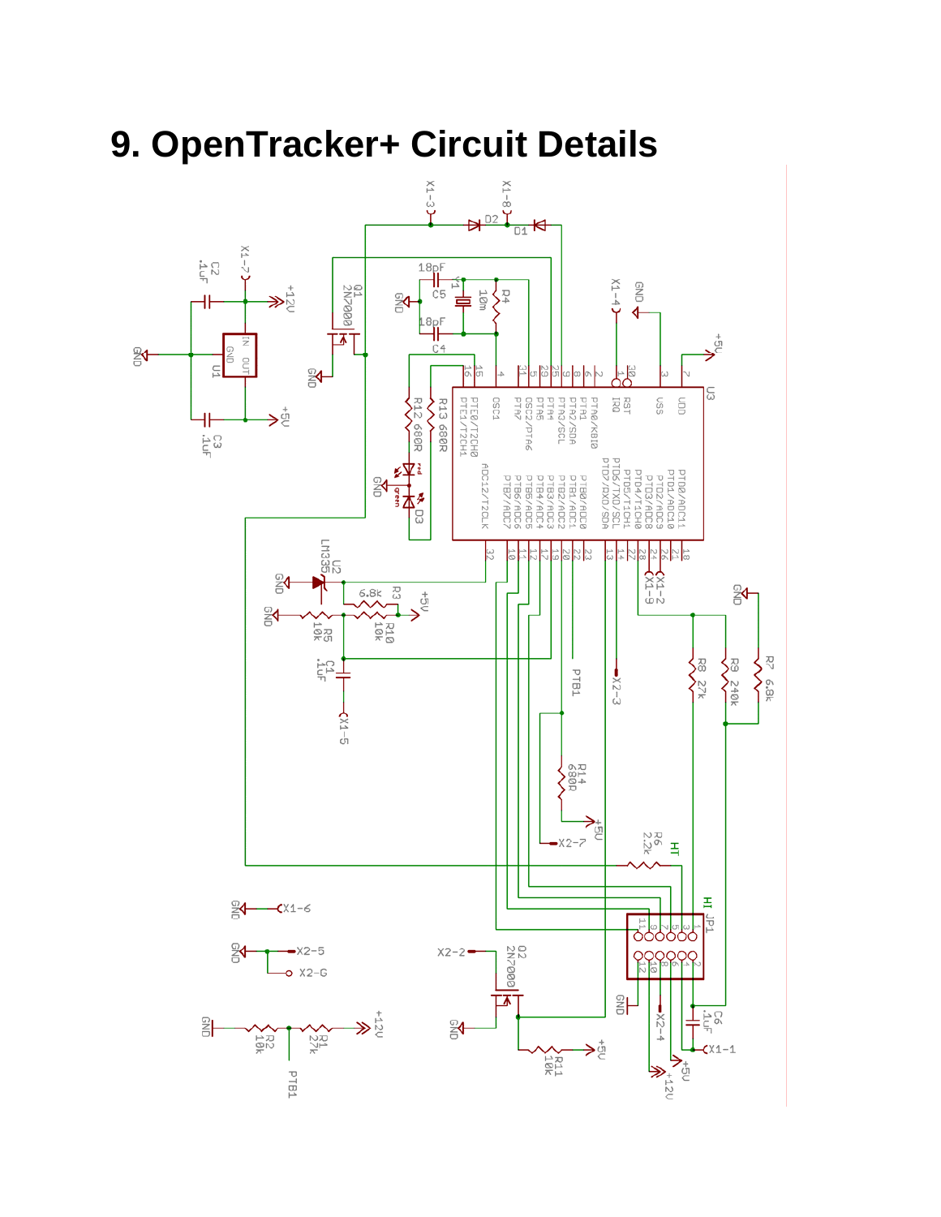# 9. OpenTracker+ Circuit Details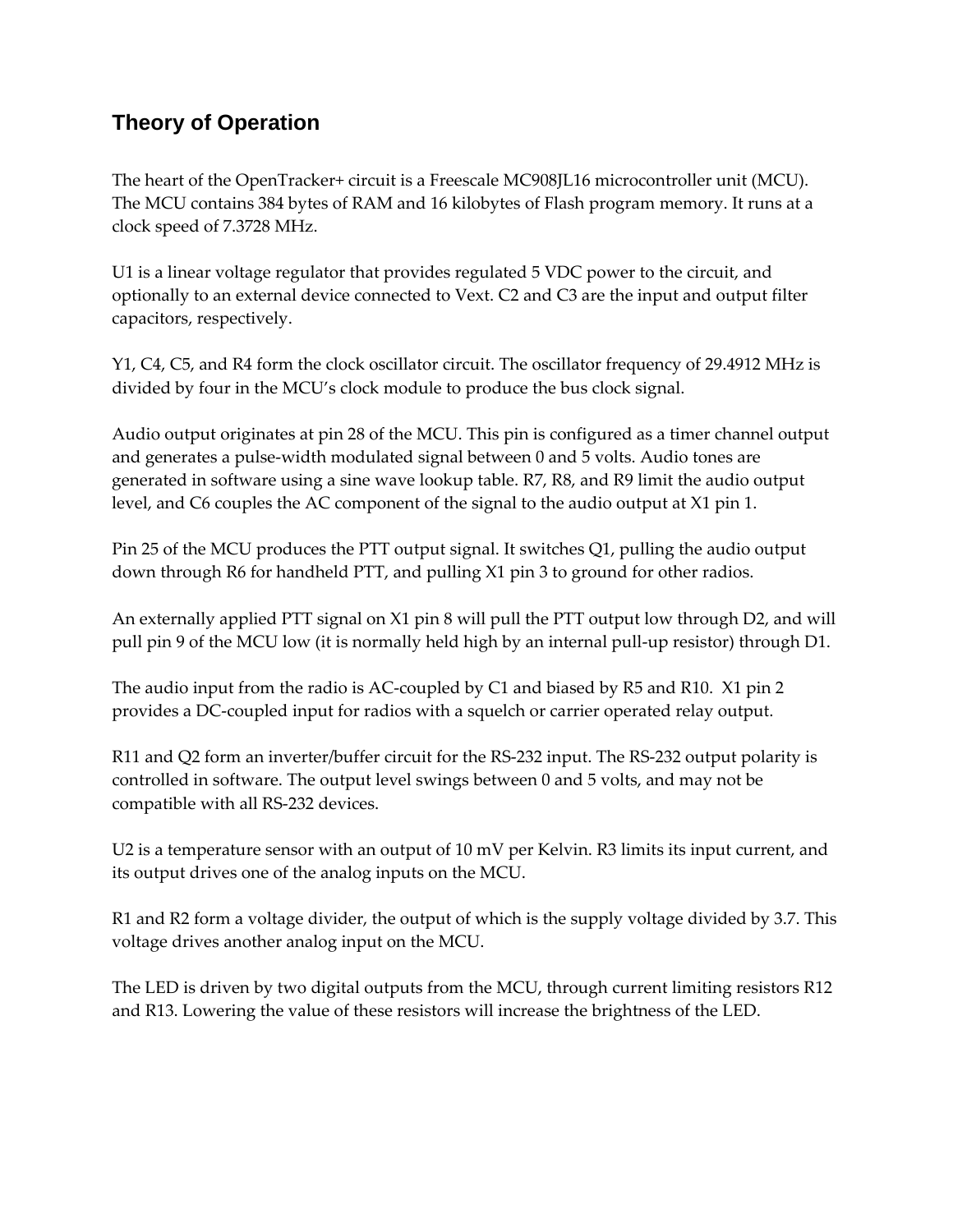## Theory of Operation

The heart of the OpenTracker+ circuit is a Freescale MC908JL16 microcontroller unit (MCU). The MCU contains 384 bytes of RAM and 16 kilobytes of Flash program memory. It runs at a clock speed of 7.3728 MHz.

U1 is a linear voltage regulator that provides regulated 5 VDC power to the circuit, and optionally to an external device connected to Vext. C2 and C3 are the input and output filter capacitors, respectively.

Y1, C4, C5, and R4 form the clock oscillator circuit. The oscillator frequency of 29.4912 MHz is divided by four in the MCU's clock module to produce the bus clock signal.

Audio output originates at pin 28 of the MCU. This pin is configured as a timer channel output and generates a pulse-width modulated signal between 0 and 5 volts. Audio tones are generated in software using a sine wave lookup table. R7, R8, and R9 limit the audio output level, and C6 couples the AC component of the signal to the audio output at X1 pin 1.

Pin 25 of the MCU produces the PTT output signal. It switches Q1, pulling the audio output down through R6 for handheld PTT, and pulling X1 pin 3 to ground for other radios.

An externally applied PTT signal on X1 pin 8 will pull the PTT output low through D2, and will pull pin 9 of the MCU low (it is normally held high by an internal pull-up resistor) through D1.

The audio input from the radio is AC-coupled by C1 and biased by R5 and R10. X1 pin 2 provides a DC-coupled input for radios with a squelch or carrier operated relay output.

R11 and Q2 form an inverter/buffer circuit for the RS-232 input. The RS-232 output polarity is controlled in software. The output level swings between 0 and 5 volts, and may not be compatible with all RS-232 devices.

U2 is a temperature sensor with an output of 10 mV per Kelvin. R3 limits its input current, and its output drives one of the analog inputs on the MCU.

R1 and R2 form a voltage divider, the output of which is the supply voltage divided by 3.7. This voltage drives another analog input on the MCU.

The LED is driven by two digital outputs from the MCU, through current limiting resistors R12 and R13. Lowering the value of these resistors will increase the brightness of the LED.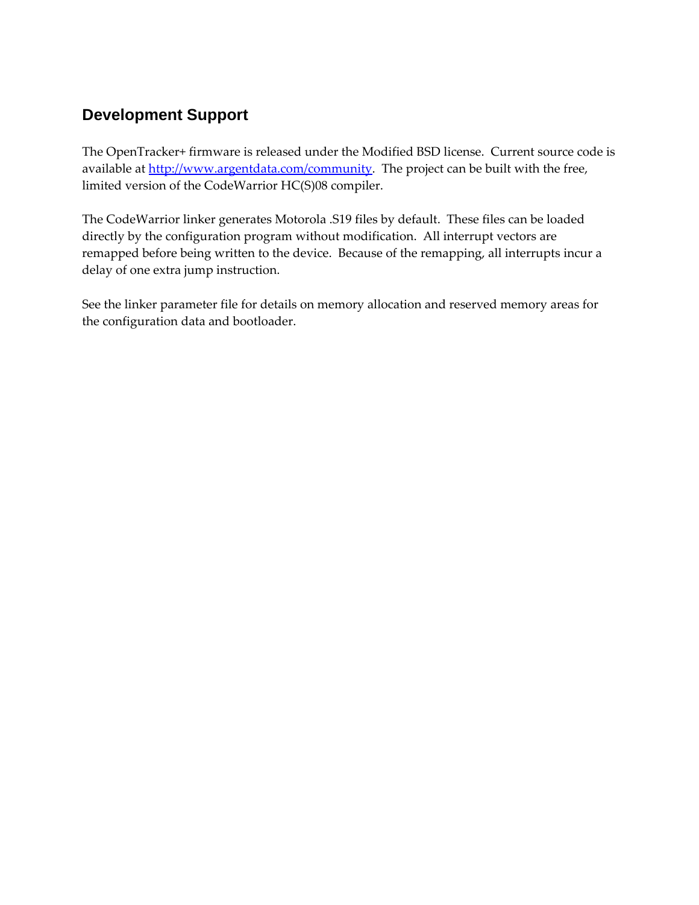## Development Support

The OpenTracker+ firmware is released under the Modified BSD license. Current source code is available at [http://www.argentdata.com/community](http://www.argentdata.com/community). The project can be built with the free, limited version of the CodeWarrior HC(S)08 compiler.

The CodeWarrior linker generates Motorola .S19 files by default. These files can be loaded directly by the configuration program without modification. All interrupt vectors are remapped before being written to the device. Because of the remapping, all interrupts incur a delay of one extra jump instruction.

See the linker parameter file for details on memory allocation and reserved memory areas for the configuration data and bootloader.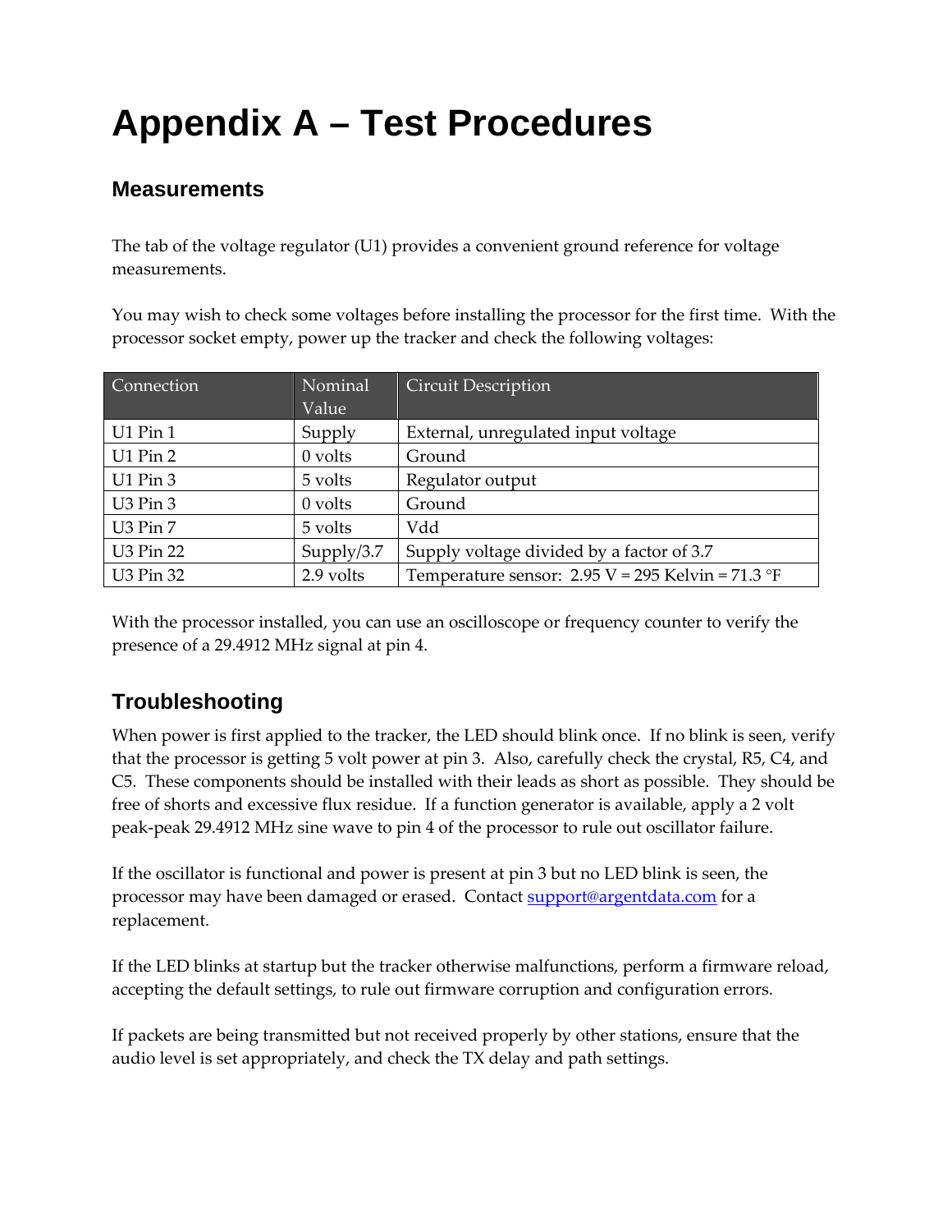# Appendix A – Test Procedures

## Measurements

The tab of the voltage regulator (U1) provides a convenient ground reference for voltage measurements.

You may wish to check some voltages before installing the processor for the first time. With the processor socket empty, power up the tracker and check the following voltages:

| Connection | Nominal Value | Circuit Description |
| --- | --- | --- |
| U1 Pin 1 | Supply | External, unregulated input voltage |
| U1 Pin 2 | 0 volts | Ground |
| U1 Pin 3 | 5 volts | Regulator output |
| U3 Pin 3 | 0 volts | Ground |
| U3 Pin 7 | 5 volts | Vdd |
| U3 Pin 22 | Supply/3.7 | Supply voltage divided by a factor of 3.7 |
| U3 Pin 32 | 2.9 volts | Temperature sensor: 2.95 V = 295 Kelvin = 71.3 °F |

With the processor installed, you can use an oscilloscope or frequency counter to verify the presence of a 29.4912 MHz signal at pin 4.

## Troubleshooting

When power is first applied to the tracker, the LED should blink once. If no blink is seen, verify that the processor is getting 5 volt power at pin 3. Also, carefully check the crystal, R5, C4, and C5. These components should be installed with their leads as short as possible. They should be free of shorts and excessive flux residue. If a function generator is available, apply a 2 volt peak-peak 29.4912 MHz sine wave to pin 4 of the processor to rule out oscillator failure.

If the oscillator is functional and power is present at pin 3 but no LED blink is seen, the processor may have been damaged or erased. Contact support@argentdata.com for a replacement.

If the LED blinks at startup but the tracker otherwise malfunctions, perform a firmware reload, accepting the default settings, to rule out firmware corruption and configuration errors.

If packets are being transmitted but not received properly by other stations, ensure that the audio level is set appropriately, and check the TX delay and path settings.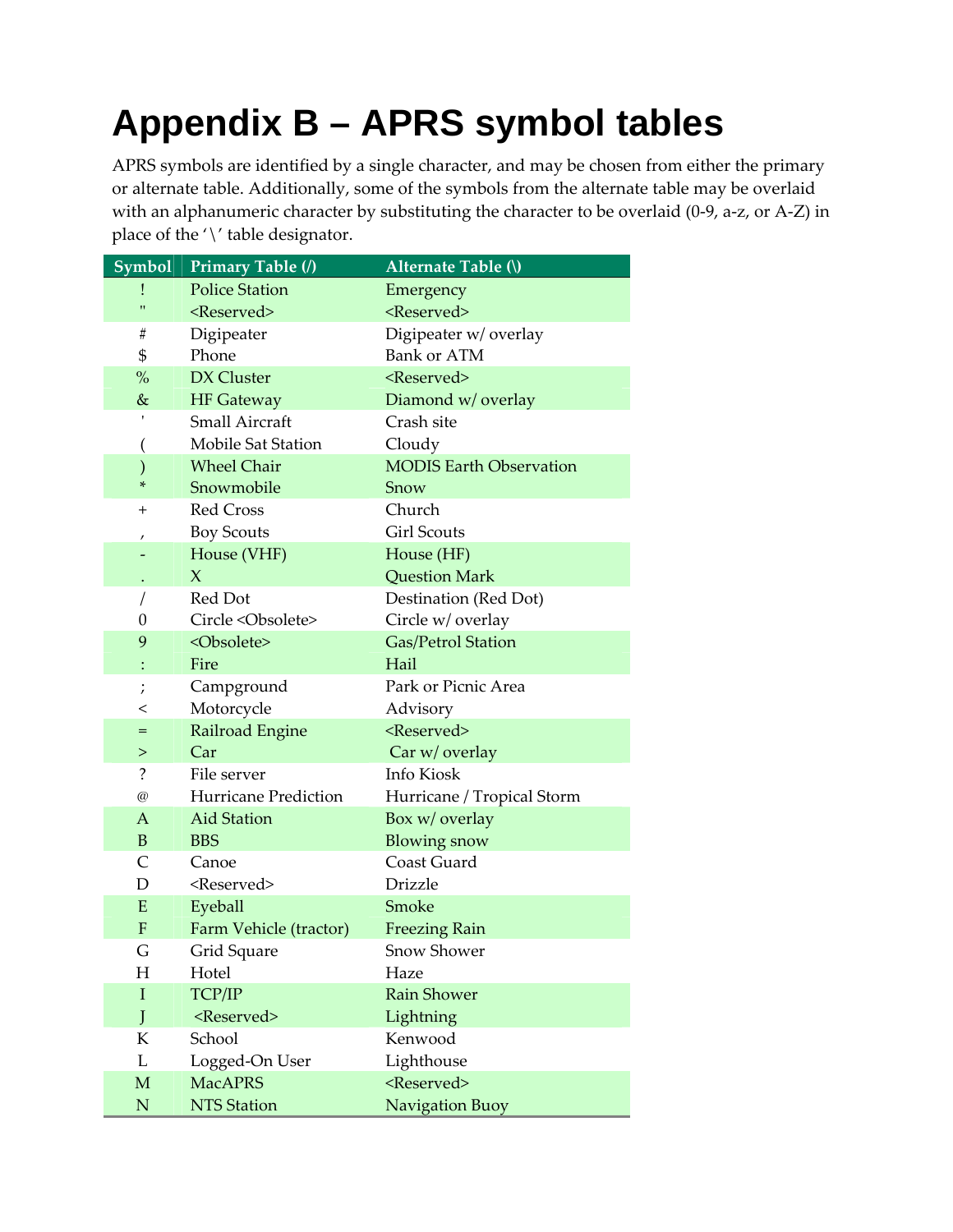# Appendix B – APRS symbol tables

APRS symbols are identified by a single character, and may be chosen from either the primary or alternate table. Additionally, some of the symbols from the alternate table may be overlaid with an alphanumeric character by substituting the character to be overlaid (0-9, a-z, or A-Z) in place of the '\' table designator.

| Symbol | Primary Table (/) | Alternate Table (\) |
|---|---|---|
| ! | Police Station | Emergency |
| " | <Reserved> | <Reserved> |
| # | Digipeater | Digipeater w/ overlay |
| $ | Phone | Bank or ATM |
| % | DX Cluster | <Reserved> |
| & | HF Gateway | Diamond w/ overlay |
| ' | Small Aircraft | Crash site |
| ( | Mobile Sat Station | Cloudy |
| ) | Wheel Chair | MODIS Earth Observation |
| * | Snowmobile | Snow |
| + | Red Cross | Church |
| , | Boy Scouts | Girl Scouts |
| - | House (VHF) | House (HF) |
| . | X | Question Mark |
| / | Red Dot | Destination (Red Dot) |
| 0 | Circle <Obsolete> | Circle w/ overlay |
| 9 | <Obsolete> | Gas/Petrol Station |
| : | Fire | Hail |
| ; | Campground | Park or Picnic Area |
| < | Motorcycle | Advisory |
| = | Railroad Engine | <Reserved> |
| > | Car | Car w/ overlay |
| ? | File server | Info Kiosk |
| @ | Hurricane Prediction | Hurricane / Tropical Storm |
| A | Aid Station | Box w/ overlay |
| B | BBS | Blowing snow |
| C | Canoe | Coast Guard |
| D | <Reserved> | Drizzle |
| E | Eyeball | Smoke |
| F | Farm Vehicle (tractor) | Freezing Rain |
| G | Grid Square | Snow Shower |
| H | Hotel | Haze |
| I | TCP/IP | Rain Shower |
| J | <Reserved> | Lightning |
| K | School | Kenwood |
| L | Logged-On User | Lighthouse |
| M | MacAPRS | <Reserved> |
| N | NTS Station | Navigation Buoy |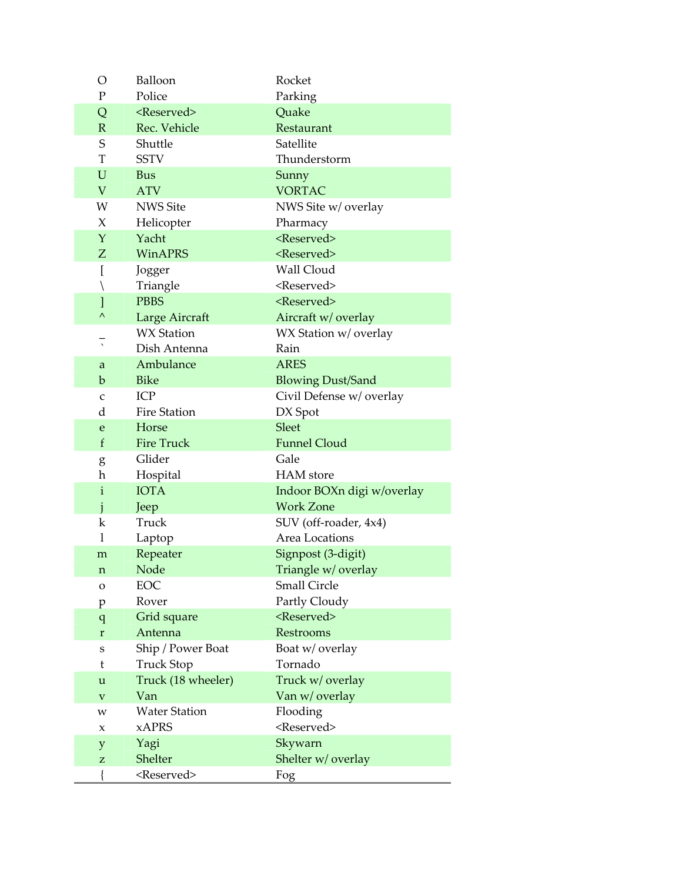| | | |
|---|---|---|
| O | Balloon | Rocket |
| P | Police | Parking |
| Q | <Reserved> | Quake |
| R | Rec. Vehicle | Restaurant |
| S | Shuttle | Satellite |
| T | SSTV | Thunderstorm |
| U | Bus | Sunny |
| V | ATV | VORTAC |
| W | NWS Site | NWS Site w/ overlay |
| X | Helicopter | Pharmacy |
| Y | Yacht | <Reserved> |
| Z | WinAPRS | <Reserved> |
| [ | Jogger | Wall Cloud |
| \ | Triangle | <Reserved> |
| ] | PBBS | <Reserved> |
| ^ | Large Aircraft | Aircraft w/ overlay |
| _ | WX Station | WX Station w/ overlay |
| ` | Dish Antenna | Rain |
| a | Ambulance | ARES |
| b | Bike | Blowing Dust/Sand |
| c | ICP | Civil Defense w/ overlay |
| d | Fire Station | DX Spot |
| e | Horse | Sleet |
| f | Fire Truck | Funnel Cloud |
| g | Glider | Gale |
| h | Hospital | HAM store |
| i | IOTA | Indoor BOXn digi w/overlay |
| j | Jeep | Work Zone |
| k | Truck | SUV (off-roader, 4x4) |
| l | Laptop | Area Locations |
| m | Repeater | Signpost (3-digit) |
| n | Node | Triangle w/ overlay |
| o | EOC | Small Circle |
| p | Rover | Partly Cloudy |
| q | Grid square | <Reserved> |
| r | Antenna | Restrooms |
| s | Ship / Power Boat | Boat w/ overlay |
| t | Truck Stop | Tornado |
| u | Truck (18 wheeler) | Truck w/ overlay |
| v | Van | Van w/ overlay |
| w | Water Station | Flooding |
| x | xAPRS | <Reserved> |
| y | Yagi | Skywarn |
| z | Shelter | Shelter w/ overlay |
| { | <Reserved> | Fog |